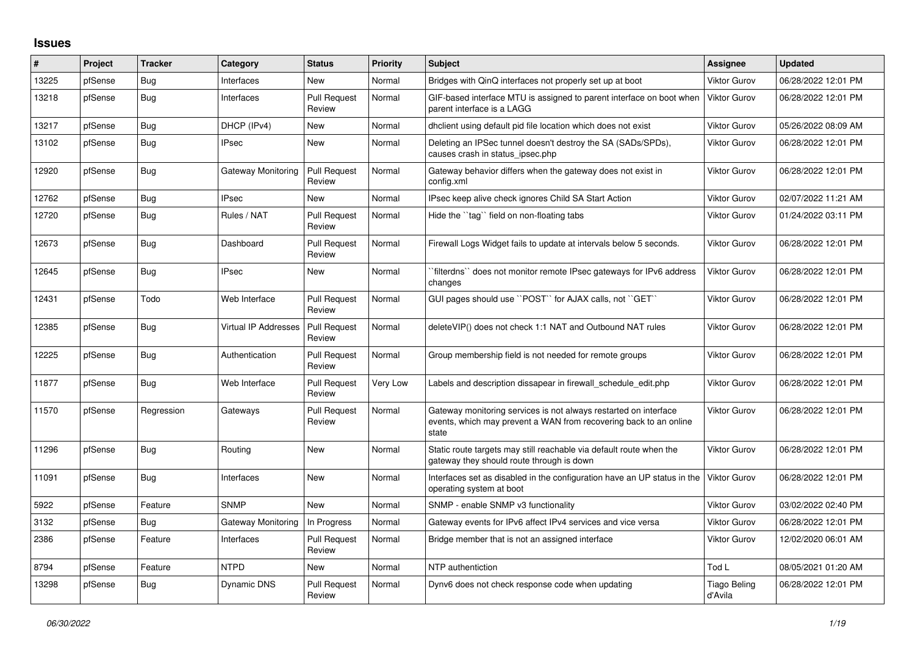## Issues

| # | Project | Tracker | Category | Status | Priority | Subject | Assignee | Updated |
|---|---|---|---|---|---|---|---|---|
| 13225 | pfSense | Bug | Interfaces | New | Normal | Bridges with QinQ interfaces not properly set up at boot | Viktor Gurov | 06/28/2022 12:01 PM |
| 13218 | pfSense | Bug | Interfaces | Pull Request Review | Normal | GIF-based interface MTU is assigned to parent interface on boot when parent interface is a LAGG | Viktor Gurov | 06/28/2022 12:01 PM |
| 13217 | pfSense | Bug | DHCP (IPv4) | New | Normal | dhclient using default pid file location which does not exist | Viktor Gurov | 05/26/2022 08:09 AM |
| 13102 | pfSense | Bug | IPsec | New | Normal | Deleting an IPSec tunnel doesn't destroy the SA (SADs/SPDs), causes crash in status_ipsec.php | Viktor Gurov | 06/28/2022 12:01 PM |
| 12920 | pfSense | Bug | Gateway Monitoring | Pull Request Review | Normal | Gateway behavior differs when the gateway does not exist in config.xml | Viktor Gurov | 06/28/2022 12:01 PM |
| 12762 | pfSense | Bug | IPsec | New | Normal | IPsec keep alive check ignores Child SA Start Action | Viktor Gurov | 02/07/2022 11:21 AM |
| 12720 | pfSense | Bug | Rules / NAT | Pull Request Review | Normal | Hide the ``tag`` field on non-floating tabs | Viktor Gurov | 01/24/2022 03:11 PM |
| 12673 | pfSense | Bug | Dashboard | Pull Request Review | Normal | Firewall Logs Widget fails to update at intervals below 5 seconds. | Viktor Gurov | 06/28/2022 12:01 PM |
| 12645 | pfSense | Bug | IPsec | New | Normal | ``filterdns`` does not monitor remote IPsec gateways for IPv6 address changes | Viktor Gurov | 06/28/2022 12:01 PM |
| 12431 | pfSense | Todo | Web Interface | Pull Request Review | Normal | GUI pages should use ``POST`` for AJAX calls, not ``GET`` | Viktor Gurov | 06/28/2022 12:01 PM |
| 12385 | pfSense | Bug | Virtual IP Addresses | Pull Request Review | Normal | deleteVIP() does not check 1:1 NAT and Outbound NAT rules | Viktor Gurov | 06/28/2022 12:01 PM |
| 12225 | pfSense | Bug | Authentication | Pull Request Review | Normal | Group membership field is not needed for remote groups | Viktor Gurov | 06/28/2022 12:01 PM |
| 11877 | pfSense | Bug | Web Interface | Pull Request Review | Very Low | Labels and description dissapear in firewall_schedule_edit.php | Viktor Gurov | 06/28/2022 12:01 PM |
| 11570 | pfSense | Regression | Gateways | Pull Request Review | Normal | Gateway monitoring services is not always restarted on interface events, which may prevent a WAN from recovering back to an online state | Viktor Gurov | 06/28/2022 12:01 PM |
| 11296 | pfSense | Bug | Routing | New | Normal | Static route targets may still reachable via default route when the gateway they should route through is down | Viktor Gurov | 06/28/2022 12:01 PM |
| 11091 | pfSense | Bug | Interfaces | New | Normal | Interfaces set as disabled in the configuration have an UP status in the operating system at boot | Viktor Gurov | 06/28/2022 12:01 PM |
| 5922 | pfSense | Feature | SNMP | New | Normal | SNMP - enable SNMP v3 functionality | Viktor Gurov | 03/02/2022 02:40 PM |
| 3132 | pfSense | Bug | Gateway Monitoring | In Progress | Normal | Gateway events for IPv6 affect IPv4 services and vice versa | Viktor Gurov | 06/28/2022 12:01 PM |
| 2386 | pfSense | Feature | Interfaces | Pull Request Review | Normal | Bridge member that is not an assigned interface | Viktor Gurov | 12/02/2020 06:01 AM |
| 8794 | pfSense | Feature | NTPD | New | Normal | NTP authentiction | Tod L | 08/05/2021 01:20 AM |
| 13298 | pfSense | Bug | Dynamic DNS | Pull Request Review | Normal | Dynv6 does not check response code when updating | Tiago Beling d'Avila | 06/28/2022 12:01 PM |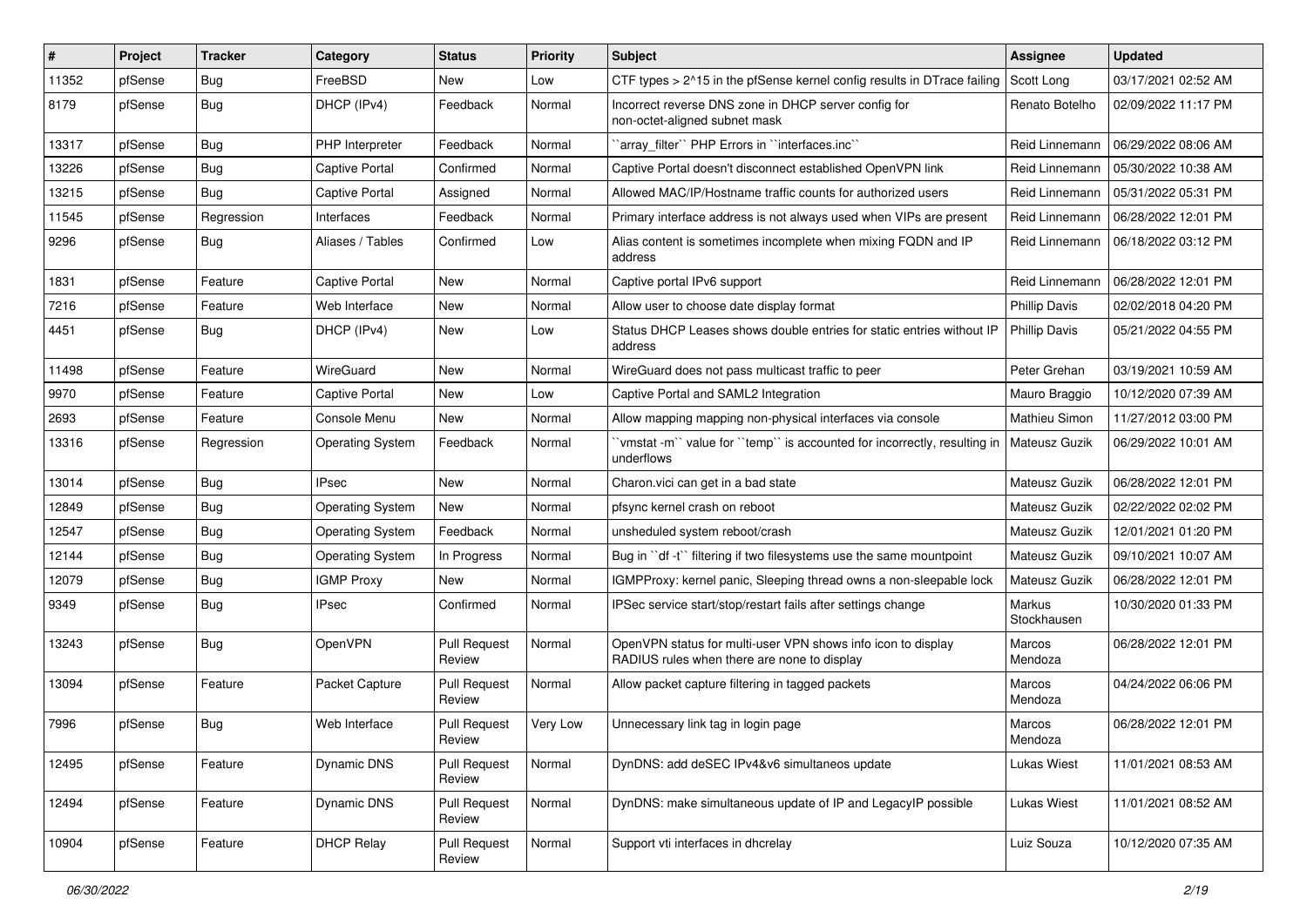| # | Project | Tracker | Category | Status | Priority | Subject | Assignee | Updated |
|---|---|---|---|---|---|---|---|---|
| 11352 | pfSense | Bug | FreeBSD | New | Low | CTF types > 2^15 in the pfSense kernel config results in DTrace failing | Scott Long | 03/17/2021 02:52 AM |
| 8179 | pfSense | Bug | DHCP (IPv4) | Feedback | Normal | Incorrect reverse DNS zone in DHCP server config for non-octet-aligned subnet mask | Renato Botelho | 02/09/2022 11:17 PM |
| 13317 | pfSense | Bug | PHP Interpreter | Feedback | Normal | ``array_filter`` PHP Errors in ``interfaces.inc`` | Reid Linnemann | 06/29/2022 08:06 AM |
| 13226 | pfSense | Bug | Captive Portal | Confirmed | Normal | Captive Portal doesn't disconnect established OpenVPN link | Reid Linnemann | 05/30/2022 10:38 AM |
| 13215 | pfSense | Bug | Captive Portal | Assigned | Normal | Allowed MAC/IP/Hostname traffic counts for authorized users | Reid Linnemann | 05/31/2022 05:31 PM |
| 11545 | pfSense | Regression | Interfaces | Feedback | Normal | Primary interface address is not always used when VIPs are present | Reid Linnemann | 06/28/2022 12:01 PM |
| 9296 | pfSense | Bug | Aliases / Tables | Confirmed | Low | Alias content is sometimes incomplete when mixing FQDN and IP address | Reid Linnemann | 06/18/2022 03:12 PM |
| 1831 | pfSense | Feature | Captive Portal | New | Normal | Captive portal IPv6 support | Reid Linnemann | 06/28/2022 12:01 PM |
| 7216 | pfSense | Feature | Web Interface | New | Normal | Allow user to choose date display format | Phillip Davis | 02/02/2018 04:20 PM |
| 4451 | pfSense | Bug | DHCP (IPv4) | New | Low | Status DHCP Leases shows double entries for static entries without IP address | Phillip Davis | 05/21/2022 04:55 PM |
| 11498 | pfSense | Feature | WireGuard | New | Normal | WireGuard does not pass multicast traffic to peer | Peter Grehan | 03/19/2021 10:59 AM |
| 9970 | pfSense | Feature | Captive Portal | New | Low | Captive Portal and SAML2 Integration | Mauro Braggio | 10/12/2020 07:39 AM |
| 2693 | pfSense | Feature | Console Menu | New | Normal | Allow mapping mapping non-physical interfaces via console | Mathieu Simon | 11/27/2012 03:00 PM |
| 13316 | pfSense | Regression | Operating System | Feedback | Normal | ``vmstat -m`` value for ``temp`` is accounted for incorrectly, resulting in underflows | Mateusz Guzik | 06/29/2022 10:01 AM |
| 13014 | pfSense | Bug | IPsec | New | Normal | Charon.vici can get in a bad state | Mateusz Guzik | 06/28/2022 12:01 PM |
| 12849 | pfSense | Bug | Operating System | New | Normal | pfsync kernel crash on reboot | Mateusz Guzik | 02/22/2022 02:02 PM |
| 12547 | pfSense | Bug | Operating System | Feedback | Normal | unsheduled system reboot/crash | Mateusz Guzik | 12/01/2021 01:20 PM |
| 12144 | pfSense | Bug | Operating System | In Progress | Normal | Bug in ``df -t`` filtering if two filesystems use the same mountpoint | Mateusz Guzik | 09/10/2021 10:07 AM |
| 12079 | pfSense | Bug | IGMP Proxy | New | Normal | IGMPProxy: kernel panic, Sleeping thread owns a non-sleepable lock | Mateusz Guzik | 06/28/2022 12:01 PM |
| 9349 | pfSense | Bug | IPsec | Confirmed | Normal | IPSec service start/stop/restart fails after settings change | Markus Stockhausen | 10/30/2020 01:33 PM |
| 13243 | pfSense | Bug | OpenVPN | Pull Request Review | Normal | OpenVPN status for multi-user VPN shows info icon to display RADIUS rules when there are none to display | Marcos Mendoza | 06/28/2022 12:01 PM |
| 13094 | pfSense | Feature | Packet Capture | Pull Request Review | Normal | Allow packet capture filtering in tagged packets | Marcos Mendoza | 04/24/2022 06:06 PM |
| 7996 | pfSense | Bug | Web Interface | Pull Request Review | Very Low | Unnecessary link tag in login page | Marcos Mendoza | 06/28/2022 12:01 PM |
| 12495 | pfSense | Feature | Dynamic DNS | Pull Request Review | Normal | DynDNS: add deSEC IPv4&v6 simultaneos update | Lukas Wiest | 11/01/2021 08:53 AM |
| 12494 | pfSense | Feature | Dynamic DNS | Pull Request Review | Normal | DynDNS: make simultaneous update of IP and LegacyIP possible | Lukas Wiest | 11/01/2021 08:52 AM |
| 10904 | pfSense | Feature | DHCP Relay | Pull Request Review | Normal | Support vti interfaces in dhcrelay | Luiz Souza | 10/12/2020 07:35 AM |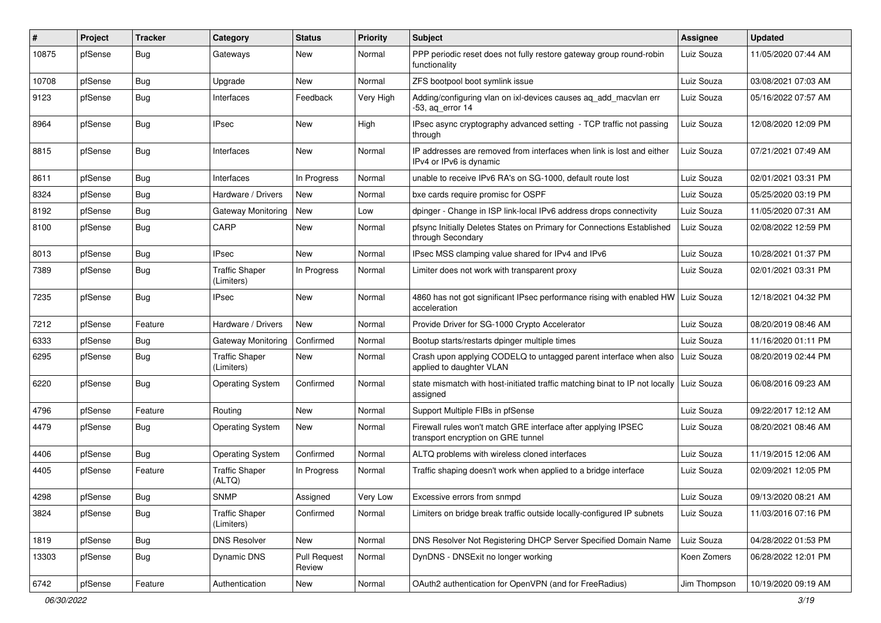| # | Project | Tracker | Category | Status | Priority | Subject | Assignee | Updated |
|---|---|---|---|---|---|---|---|---|
| 10875 | pfSense | Bug | Gateways | New | Normal | PPP periodic reset does not fully restore gateway group round-robin functionality | Luiz Souza | 11/05/2020 07:44 AM |
| 10708 | pfSense | Bug | Upgrade | New | Normal | ZFS bootpool boot symlink issue | Luiz Souza | 03/08/2021 07:03 AM |
| 9123 | pfSense | Bug | Interfaces | Feedback | Very High | Adding/configuring vlan on ixl-devices causes aq_add_macvlan err -53, aq_error 14 | Luiz Souza | 05/16/2022 07:57 AM |
| 8964 | pfSense | Bug | IPsec | New | High | IPsec async cryptography advanced setting - TCP traffic not passing through | Luiz Souza | 12/08/2020 12:09 PM |
| 8815 | pfSense | Bug | Interfaces | New | Normal | IP addresses are removed from interfaces when link is lost and either IPv4 or IPv6 is dynamic | Luiz Souza | 07/21/2021 07:49 AM |
| 8611 | pfSense | Bug | Interfaces | In Progress | Normal | unable to receive IPv6 RA's on SG-1000, default route lost | Luiz Souza | 02/01/2021 03:31 PM |
| 8324 | pfSense | Bug | Hardware / Drivers | New | Normal | bxe cards require promisc for OSPF | Luiz Souza | 05/25/2020 03:19 PM |
| 8192 | pfSense | Bug | Gateway Monitoring | New | Low | dpinger - Change in ISP link-local IPv6 address drops connectivity | Luiz Souza | 11/05/2020 07:31 AM |
| 8100 | pfSense | Bug | CARP | New | Normal | pfsync Initially Deletes States on Primary for Connections Established through Secondary | Luiz Souza | 02/08/2022 12:59 PM |
| 8013 | pfSense | Bug | IPsec | New | Normal | IPsec MSS clamping value shared for IPv4 and IPv6 | Luiz Souza | 10/28/2021 01:37 PM |
| 7389 | pfSense | Bug | Traffic Shaper (Limiters) | In Progress | Normal | Limiter does not work with transparent proxy | Luiz Souza | 02/01/2021 03:31 PM |
| 7235 | pfSense | Bug | IPsec | New | Normal | 4860 has not got significant IPsec performance rising with enabled HW acceleration | Luiz Souza | 12/18/2021 04:32 PM |
| 7212 | pfSense | Feature | Hardware / Drivers | New | Normal | Provide Driver for SG-1000 Crypto Accelerator | Luiz Souza | 08/20/2019 08:46 AM |
| 6333 | pfSense | Bug | Gateway Monitoring | Confirmed | Normal | Bootup starts/restarts dpinger multiple times | Luiz Souza | 11/16/2020 01:11 PM |
| 6295 | pfSense | Bug | Traffic Shaper (Limiters) | New | Normal | Crash upon applying CODELQ to untagged parent interface when also applied to daughter VLAN | Luiz Souza | 08/20/2019 02:44 PM |
| 6220 | pfSense | Bug | Operating System | Confirmed | Normal | state mismatch with host-initiated traffic matching binat to IP not locally assigned | Luiz Souza | 06/08/2016 09:23 AM |
| 4796 | pfSense | Feature | Routing | New | Normal | Support Multiple FIBs in pfSense | Luiz Souza | 09/22/2017 12:12 AM |
| 4479 | pfSense | Bug | Operating System | New | Normal | Firewall rules won't match GRE interface after applying IPSEC transport encryption on GRE tunnel | Luiz Souza | 08/20/2021 08:46 AM |
| 4406 | pfSense | Bug | Operating System | Confirmed | Normal | ALTQ problems with wireless cloned interfaces | Luiz Souza | 11/19/2015 12:06 AM |
| 4405 | pfSense | Feature | Traffic Shaper (ALTQ) | In Progress | Normal | Traffic shaping doesn't work when applied to a bridge interface | Luiz Souza | 02/09/2021 12:05 PM |
| 4298 | pfSense | Bug | SNMP | Assigned | Very Low | Excessive errors from snmpd | Luiz Souza | 09/13/2020 08:21 AM |
| 3824 | pfSense | Bug | Traffic Shaper (Limiters) | Confirmed | Normal | Limiters on bridge break traffic outside locally-configured IP subnets | Luiz Souza | 11/03/2016 07:16 PM |
| 1819 | pfSense | Bug | DNS Resolver | New | Normal | DNS Resolver Not Registering DHCP Server Specified Domain Name | Luiz Souza | 04/28/2022 01:53 PM |
| 13303 | pfSense | Bug | Dynamic DNS | Pull Request Review | Normal | DynDNS - DNSExit no longer working | Koen Zomers | 06/28/2022 12:01 PM |
| 6742 | pfSense | Feature | Authentication | New | Normal | OAuth2 authentication for OpenVPN (and for FreeRadius) | Jim Thompson | 10/19/2020 09:19 AM |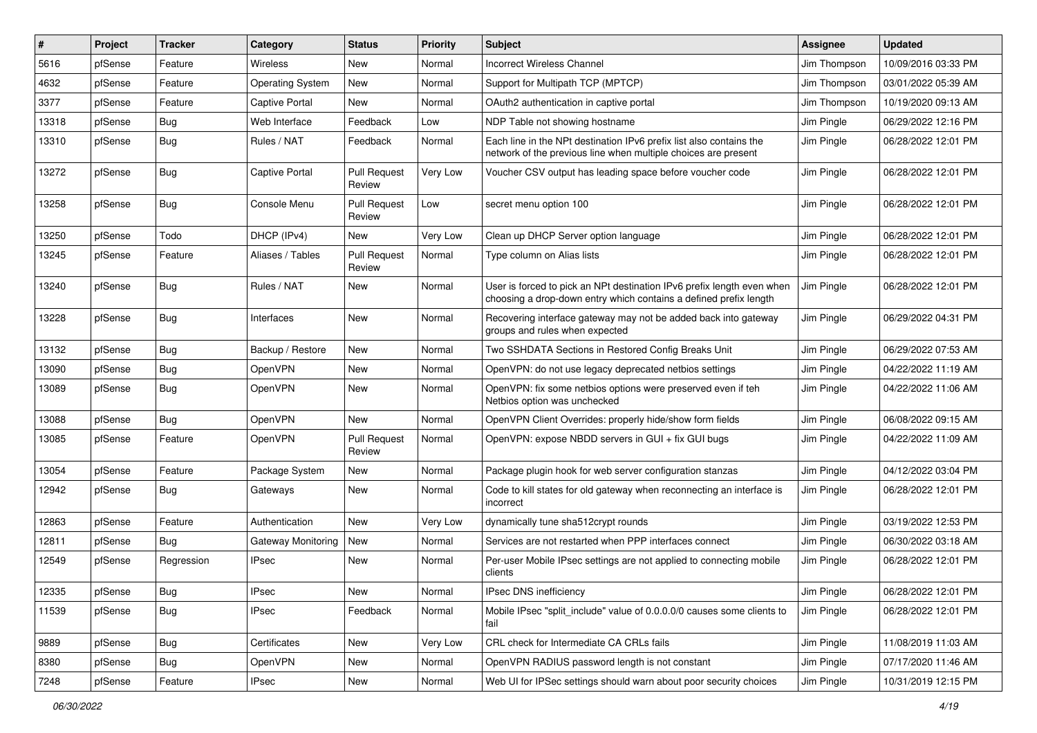| # | Project | Tracker | Category | Status | Priority | Subject | Assignee | Updated |
|---|---|---|---|---|---|---|---|---|
| 5616 | pfSense | Feature | Wireless | New | Normal | Incorrect Wireless Channel | Jim Thompson | 10/09/2016 03:33 PM |
| 4632 | pfSense | Feature | Operating System | New | Normal | Support for Multipath TCP (MPTCP) | Jim Thompson | 03/01/2022 05:39 AM |
| 3377 | pfSense | Feature | Captive Portal | New | Normal | OAuth2 authentication in captive portal | Jim Thompson | 10/19/2020 09:13 AM |
| 13318 | pfSense | Bug | Web Interface | Feedback | Low | NDP Table not showing hostname | Jim Pingle | 06/29/2022 12:16 PM |
| 13310 | pfSense | Bug | Rules / NAT | Feedback | Normal | Each line in the NPt destination IPv6 prefix list also contains the network of the previous line when multiple choices are present | Jim Pingle | 06/28/2022 12:01 PM |
| 13272 | pfSense | Bug | Captive Portal | Pull Request Review | Very Low | Voucher CSV output has leading space before voucher code | Jim Pingle | 06/28/2022 12:01 PM |
| 13258 | pfSense | Bug | Console Menu | Pull Request Review | Low | secret menu option 100 | Jim Pingle | 06/28/2022 12:01 PM |
| 13250 | pfSense | Todo | DHCP (IPv4) | New | Very Low | Clean up DHCP Server option language | Jim Pingle | 06/28/2022 12:01 PM |
| 13245 | pfSense | Feature | Aliases / Tables | Pull Request Review | Normal | Type column on Alias lists | Jim Pingle | 06/28/2022 12:01 PM |
| 13240 | pfSense | Bug | Rules / NAT | New | Normal | User is forced to pick an NPt destination IPv6 prefix length even when choosing a drop-down entry which contains a defined prefix length | Jim Pingle | 06/28/2022 12:01 PM |
| 13228 | pfSense | Bug | Interfaces | New | Normal | Recovering interface gateway may not be added back into gateway groups and rules when expected | Jim Pingle | 06/29/2022 04:31 PM |
| 13132 | pfSense | Bug | Backup / Restore | New | Normal | Two SSHDATA Sections in Restored Config Breaks Unit | Jim Pingle | 06/29/2022 07:53 AM |
| 13090 | pfSense | Bug | OpenVPN | New | Normal | OpenVPN: do not use legacy deprecated netbios settings | Jim Pingle | 04/22/2022 11:19 AM |
| 13089 | pfSense | Bug | OpenVPN | New | Normal | OpenVPN: fix some netbios options were preserved even if teh Netbios option was unchecked | Jim Pingle | 04/22/2022 11:06 AM |
| 13088 | pfSense | Bug | OpenVPN | New | Normal | OpenVPN Client Overrides: properly hide/show form fields | Jim Pingle | 06/08/2022 09:15 AM |
| 13085 | pfSense | Feature | OpenVPN | Pull Request Review | Normal | OpenVPN: expose NBDD servers in GUI + fix GUI bugs | Jim Pingle | 04/22/2022 11:09 AM |
| 13054 | pfSense | Feature | Package System | New | Normal | Package plugin hook for web server configuration stanzas | Jim Pingle | 04/12/2022 03:04 PM |
| 12942 | pfSense | Bug | Gateways | New | Normal | Code to kill states for old gateway when reconnecting an interface is incorrect | Jim Pingle | 06/28/2022 12:01 PM |
| 12863 | pfSense | Feature | Authentication | New | Very Low | dynamically tune sha512crypt rounds | Jim Pingle | 03/19/2022 12:53 PM |
| 12811 | pfSense | Bug | Gateway Monitoring | New | Normal | Services are not restarted when PPP interfaces connect | Jim Pingle | 06/30/2022 03:18 AM |
| 12549 | pfSense | Regression | IPsec | New | Normal | Per-user Mobile IPsec settings are not applied to connecting mobile clients | Jim Pingle | 06/28/2022 12:01 PM |
| 12335 | pfSense | Bug | IPsec | New | Normal | IPsec DNS inefficiency | Jim Pingle | 06/28/2022 12:01 PM |
| 11539 | pfSense | Bug | IPsec | Feedback | Normal | Mobile IPsec "split_include" value of 0.0.0.0/0 causes some clients to fail | Jim Pingle | 06/28/2022 12:01 PM |
| 9889 | pfSense | Bug | Certificates | New | Very Low | CRL check for Intermediate CA CRLs fails | Jim Pingle | 11/08/2019 11:03 AM |
| 8380 | pfSense | Bug | OpenVPN | New | Normal | OpenVPN RADIUS password length is not constant | Jim Pingle | 07/17/2020 11:46 AM |
| 7248 | pfSense | Feature | IPsec | New | Normal | Web UI for IPSec settings should warn about poor security choices | Jim Pingle | 10/31/2019 12:15 PM |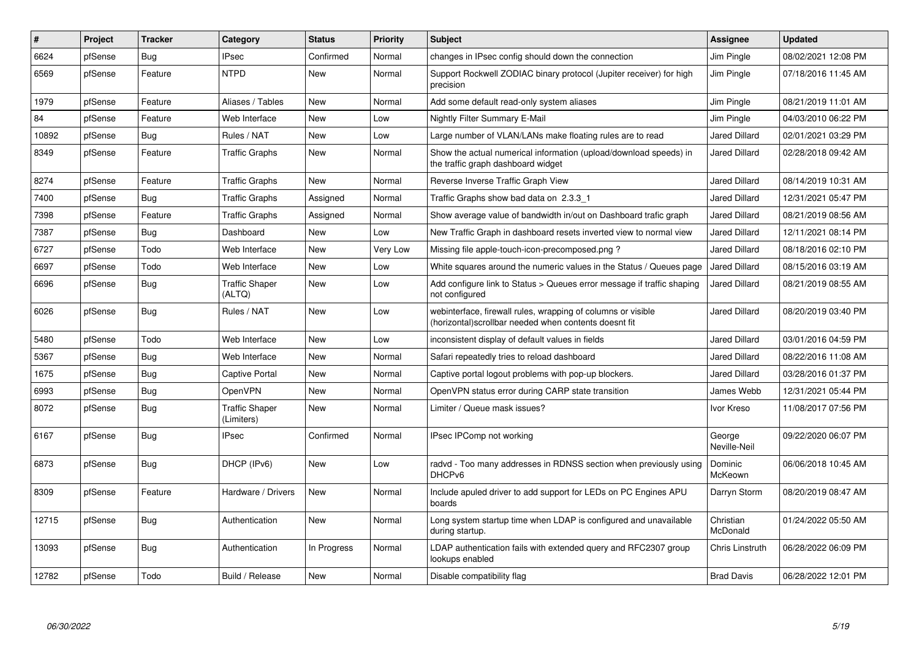| # | Project | Tracker | Category | Status | Priority | Subject | Assignee | Updated |
|---|---|---|---|---|---|---|---|---|
| 6624 | pfSense | Bug | IPsec | Confirmed | Normal | changes in IPsec config should down the connection | Jim Pingle | 08/02/2021 12:08 PM |
| 6569 | pfSense | Feature | NTPD | New | Normal | Support Rockwell ZODIAC binary protocol (Jupiter receiver) for high precision | Jim Pingle | 07/18/2016 11:45 AM |
| 1979 | pfSense | Feature | Aliases / Tables | New | Normal | Add some default read-only system aliases | Jim Pingle | 08/21/2019 11:01 AM |
| 84 | pfSense | Feature | Web Interface | New | Low | Nightly Filter Summary E-Mail | Jim Pingle | 04/03/2010 06:22 PM |
| 10892 | pfSense | Bug | Rules / NAT | New | Low | Large number of VLAN/LANs make floating rules are to read | Jared Dillard | 02/01/2021 03:29 PM |
| 8349 | pfSense | Feature | Traffic Graphs | New | Normal | Show the actual numerical information (upload/download speeds) in the traffic graph dashboard widget | Jared Dillard | 02/28/2018 09:42 AM |
| 8274 | pfSense | Feature | Traffic Graphs | New | Normal | Reverse Inverse Traffic Graph View | Jared Dillard | 08/14/2019 10:31 AM |
| 7400 | pfSense | Bug | Traffic Graphs | Assigned | Normal | Traffic Graphs show bad data on 2.3.3_1 | Jared Dillard | 12/31/2021 05:47 PM |
| 7398 | pfSense | Feature | Traffic Graphs | Assigned | Normal | Show average value of bandwidth in/out on Dashboard trafic graph | Jared Dillard | 08/21/2019 08:56 AM |
| 7387 | pfSense | Bug | Dashboard | New | Low | New Traffic Graph in dashboard resets inverted view to normal view | Jared Dillard | 12/11/2021 08:14 PM |
| 6727 | pfSense | Todo | Web Interface | New | Very Low | Missing file apple-touch-icon-precomposed.png ? | Jared Dillard | 08/18/2016 02:10 PM |
| 6697 | pfSense | Todo | Web Interface | New | Low | White squares around the numeric values in the Status / Queues page | Jared Dillard | 08/15/2016 03:19 AM |
| 6696 | pfSense | Bug | Traffic Shaper (ALTQ) | New | Low | Add configure link to Status > Queues error message if traffic shaping not configured | Jared Dillard | 08/21/2019 08:55 AM |
| 6026 | pfSense | Bug | Rules / NAT | New | Low | webinterface, firewall rules, wrapping of columns or visible (horizontal)scrollbar needed when contents doesnt fit | Jared Dillard | 08/20/2019 03:40 PM |
| 5480 | pfSense | Todo | Web Interface | New | Low | inconsistent display of default values in fields | Jared Dillard | 03/01/2016 04:59 PM |
| 5367 | pfSense | Bug | Web Interface | New | Normal | Safari repeatedly tries to reload dashboard | Jared Dillard | 08/22/2016 11:08 AM |
| 1675 | pfSense | Bug | Captive Portal | New | Normal | Captive portal logout problems with pop-up blockers. | Jared Dillard | 03/28/2016 01:37 PM |
| 6993 | pfSense | Bug | OpenVPN | New | Normal | OpenVPN status error during CARP state transition | James Webb | 12/31/2021 05:44 PM |
| 8072 | pfSense | Bug | Traffic Shaper (Limiters) | New | Normal | Limiter / Queue mask issues? | Ivor Kreso | 11/08/2017 07:56 PM |
| 6167 | pfSense | Bug | IPsec | Confirmed | Normal | IPsec IPComp not working | George Neville-Neil | 09/22/2020 06:07 PM |
| 6873 | pfSense | Bug | DHCP (IPv6) | New | Low | radvd - Too many addresses in RDNSS section when previously using DHCPv6 | Dominic McKeown | 06/06/2018 10:45 AM |
| 8309 | pfSense | Feature | Hardware / Drivers | New | Normal | Include apuled driver to add support for LEDs on PC Engines APU boards | Darryn Storm | 08/20/2019 08:47 AM |
| 12715 | pfSense | Bug | Authentication | New | Normal | Long system startup time when LDAP is configured and unavailable during startup. | Christian McDonald | 01/24/2022 05:50 AM |
| 13093 | pfSense | Bug | Authentication | In Progress | Normal | LDAP authentication fails with extended query and RFC2307 group lookups enabled | Chris Linstruth | 06/28/2022 06:09 PM |
| 12782 | pfSense | Todo | Build / Release | New | Normal | Disable compatibility flag | Brad Davis | 06/28/2022 12:01 PM |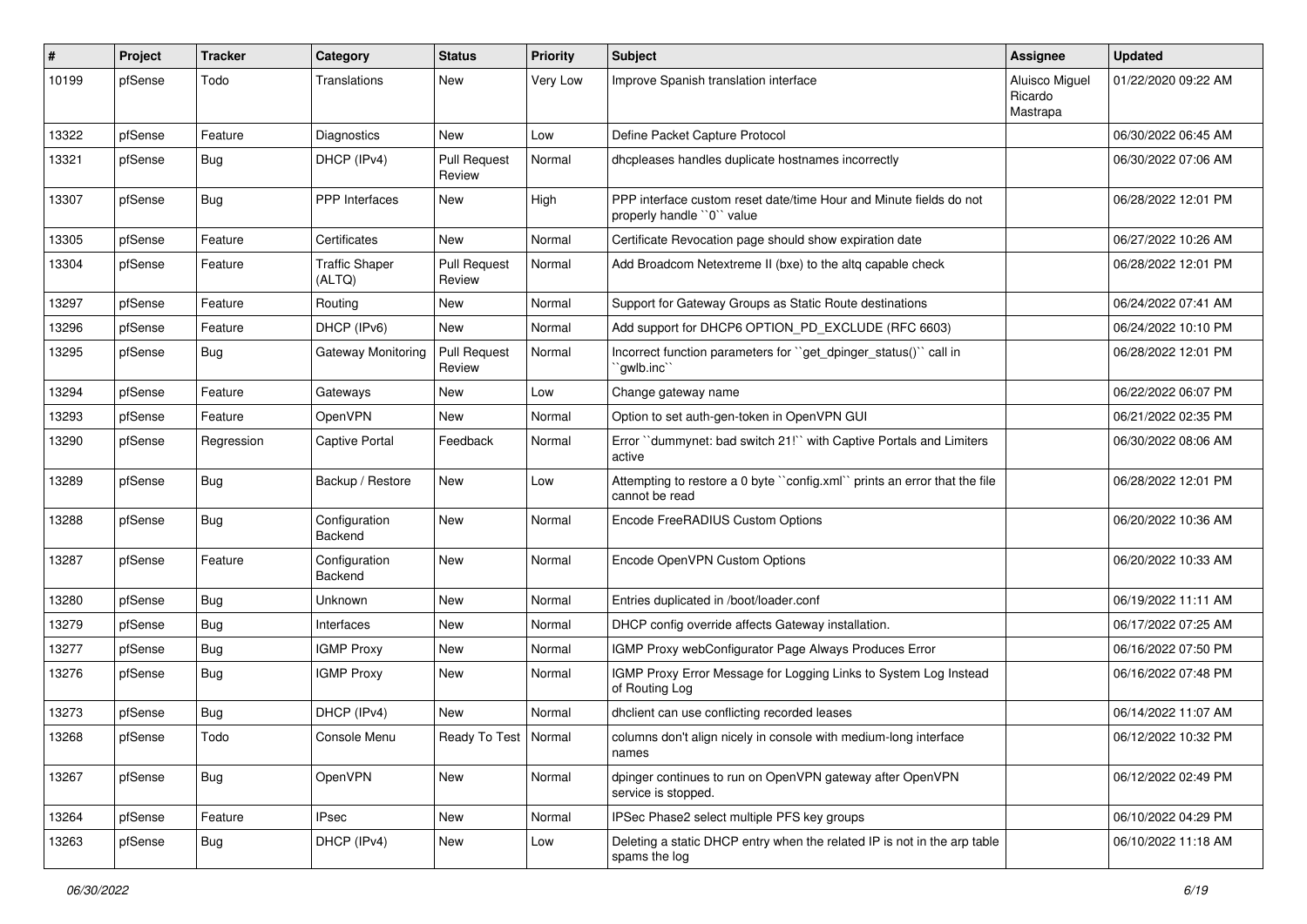| # | Project | Tracker | Category | Status | Priority | Subject | Assignee | Updated |
|---|---|---|---|---|---|---|---|---|
| 10199 | pfSense | Todo | Translations | New | Very Low | Improve Spanish translation interface | Aluisco Miguel Ricardo Mastrapa | 01/22/2020 09:22 AM |
| 13322 | pfSense | Feature | Diagnostics | New | Low | Define Packet Capture Protocol | | 06/30/2022 06:45 AM |
| 13321 | pfSense | Bug | DHCP (IPv4) | Pull Request Review | Normal | dhcpleases handles duplicate hostnames incorrectly | | 06/30/2022 07:06 AM |
| 13307 | pfSense | Bug | PPP Interfaces | New | High | PPP interface custom reset date/time Hour and Minute fields do not properly handle ``0`` value | | 06/28/2022 12:01 PM |
| 13305 | pfSense | Feature | Certificates | New | Normal | Certificate Revocation page should show expiration date | | 06/27/2022 10:26 AM |
| 13304 | pfSense | Feature | Traffic Shaper (ALTQ) | Pull Request Review | Normal | Add Broadcom Netextreme II (bxe) to the altq capable check | | 06/28/2022 12:01 PM |
| 13297 | pfSense | Feature | Routing | New | Normal | Support for Gateway Groups as Static Route destinations | | 06/24/2022 07:41 AM |
| 13296 | pfSense | Feature | DHCP (IPv6) | New | Normal | Add support for DHCP6 OPTION_PD_EXCLUDE (RFC 6603) | | 06/24/2022 10:10 PM |
| 13295 | pfSense | Bug | Gateway Monitoring | Pull Request Review | Normal | Incorrect function parameters for ``get_dpinger_status()`` call in ``gwlb.inc`` | | 06/28/2022 12:01 PM |
| 13294 | pfSense | Feature | Gateways | New | Low | Change gateway name | | 06/22/2022 06:07 PM |
| 13293 | pfSense | Feature | OpenVPN | New | Normal | Option to set auth-gen-token in OpenVPN GUI | | 06/21/2022 02:35 PM |
| 13290 | pfSense | Regression | Captive Portal | Feedback | Normal | Error ``dummynet: bad switch 21!`` with Captive Portals and Limiters active | | 06/30/2022 08:06 AM |
| 13289 | pfSense | Bug | Backup / Restore | New | Low | Attempting to restore a 0 byte ``config.xml`` prints an error that the file cannot be read | | 06/28/2022 12:01 PM |
| 13288 | pfSense | Bug | Configuration Backend | New | Normal | Encode FreeRADIUS Custom Options | | 06/20/2022 10:36 AM |
| 13287 | pfSense | Feature | Configuration Backend | New | Normal | Encode OpenVPN Custom Options | | 06/20/2022 10:33 AM |
| 13280 | pfSense | Bug | Unknown | New | Normal | Entries duplicated in /boot/loader.conf | | 06/19/2022 11:11 AM |
| 13279 | pfSense | Bug | Interfaces | New | Normal | DHCP config override affects Gateway installation. | | 06/17/2022 07:25 AM |
| 13277 | pfSense | Bug | IGMP Proxy | New | Normal | IGMP Proxy webConfigurator Page Always Produces Error | | 06/16/2022 07:50 PM |
| 13276 | pfSense | Bug | IGMP Proxy | New | Normal | IGMP Proxy Error Message for Logging Links to System Log Instead of Routing Log | | 06/16/2022 07:48 PM |
| 13273 | pfSense | Bug | DHCP (IPv4) | New | Normal | dhclient can use conflicting recorded leases | | 06/14/2022 11:07 AM |
| 13268 | pfSense | Todo | Console Menu | Ready To Test | Normal | columns don't align nicely in console with medium-long interface names | | 06/12/2022 10:32 PM |
| 13267 | pfSense | Bug | OpenVPN | New | Normal | dpinger continues to run on OpenVPN gateway after OpenVPN service is stopped. | | 06/12/2022 02:49 PM |
| 13264 | pfSense | Feature | IPsec | New | Normal | IPSec Phase2 select multiple PFS key groups | | 06/10/2022 04:29 PM |
| 13263 | pfSense | Bug | DHCP (IPv4) | New | Low | Deleting a static DHCP entry when the related IP is not in the arp table spams the log | | 06/10/2022 11:18 AM |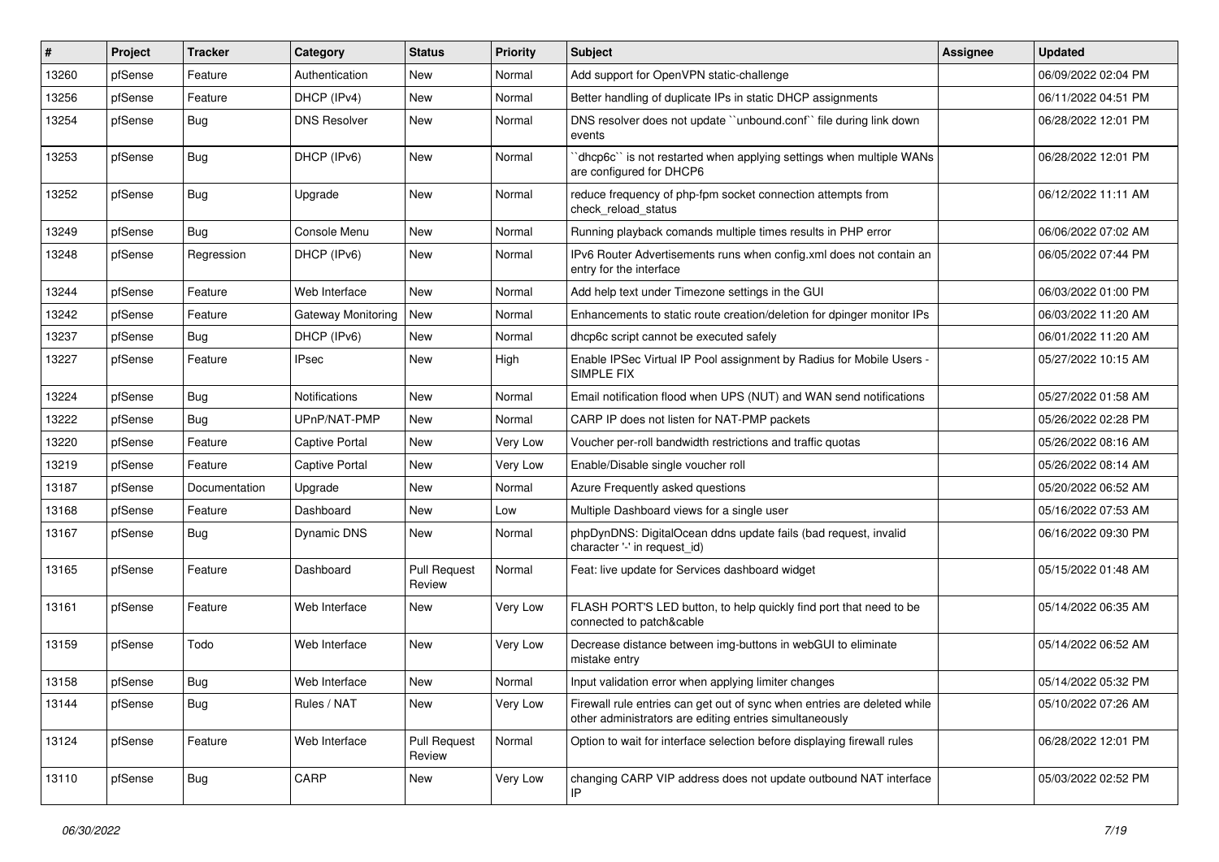| # | Project | Tracker | Category | Status | Priority | Subject | Assignee | Updated |
|---|---|---|---|---|---|---|---|---|
| 13260 | pfSense | Feature | Authentication | New | Normal | Add support for OpenVPN static-challenge | | 06/09/2022 02:04 PM |
| 13256 | pfSense | Feature | DHCP (IPv4) | New | Normal | Better handling of duplicate IPs in static DHCP assignments | | 06/11/2022 04:51 PM |
| 13254 | pfSense | Bug | DNS Resolver | New | Normal | DNS resolver does not update ``unbound.conf`` file during link down events | | 06/28/2022 12:01 PM |
| 13253 | pfSense | Bug | DHCP (IPv6) | New | Normal | ``dhcp6c`` is not restarted when applying settings when multiple WANs are configured for DHCP6 | | 06/28/2022 12:01 PM |
| 13252 | pfSense | Bug | Upgrade | New | Normal | reduce frequency of php-fpm socket connection attempts from check_reload_status | | 06/12/2022 11:11 AM |
| 13249 | pfSense | Bug | Console Menu | New | Normal | Running playback comands multiple times results in PHP error | | 06/06/2022 07:02 AM |
| 13248 | pfSense | Regression | DHCP (IPv6) | New | Normal | IPv6 Router Advertisements runs when config.xml does not contain an entry for the interface | | 06/05/2022 07:44 PM |
| 13244 | pfSense | Feature | Web Interface | New | Normal | Add help text under Timezone settings in the GUI | | 06/03/2022 01:00 PM |
| 13242 | pfSense | Feature | Gateway Monitoring | New | Normal | Enhancements to static route creation/deletion for dpinger monitor IPs | | 06/03/2022 11:20 AM |
| 13237 | pfSense | Bug | DHCP (IPv6) | New | Normal | dhcp6c script cannot be executed safely | | 06/01/2022 11:20 AM |
| 13227 | pfSense | Feature | IPsec | New | High | Enable IPSec Virtual IP Pool assignment by Radius for Mobile Users - SIMPLE FIX | | 05/27/2022 10:15 AM |
| 13224 | pfSense | Bug | Notifications | New | Normal | Email notification flood when UPS (NUT) and WAN send notifications | | 05/27/2022 01:58 AM |
| 13222 | pfSense | Bug | UPnP/NAT-PMP | New | Normal | CARP IP does not listen for NAT-PMP packets | | 05/26/2022 02:28 PM |
| 13220 | pfSense | Feature | Captive Portal | New | Very Low | Voucher per-roll bandwidth restrictions and traffic quotas | | 05/26/2022 08:16 AM |
| 13219 | pfSense | Feature | Captive Portal | New | Very Low | Enable/Disable single voucher roll | | 05/26/2022 08:14 AM |
| 13187 | pfSense | Documentation | Upgrade | New | Normal | Azure Frequently asked questions | | 05/20/2022 06:52 AM |
| 13168 | pfSense | Feature | Dashboard | New | Low | Multiple Dashboard views for a single user | | 05/16/2022 07:53 AM |
| 13167 | pfSense | Bug | Dynamic DNS | New | Normal | phpDynDNS: DigitalOcean ddns update fails (bad request, invalid character '-' in request_id) | | 06/16/2022 09:30 PM |
| 13165 | pfSense | Feature | Dashboard | Pull Request Review | Normal | Feat: live update for Services dashboard widget | | 05/15/2022 01:48 AM |
| 13161 | pfSense | Feature | Web Interface | New | Very Low | FLASH PORT'S LED button, to help quickly find port that need to be connected to patch&cable | | 05/14/2022 06:35 AM |
| 13159 | pfSense | Todo | Web Interface | New | Very Low | Decrease distance between img-buttons in webGUI to eliminate mistake entry | | 05/14/2022 06:52 AM |
| 13158 | pfSense | Bug | Web Interface | New | Normal | Input validation error when applying limiter changes | | 05/14/2022 05:32 PM |
| 13144 | pfSense | Bug | Rules / NAT | New | Very Low | Firewall rule entries can get out of sync when entries are deleted while other administrators are editing entries simultaneously | | 05/10/2022 07:26 AM |
| 13124 | pfSense | Feature | Web Interface | Pull Request Review | Normal | Option to wait for interface selection before displaying firewall rules | | 06/28/2022 12:01 PM |
| 13110 | pfSense | Bug | CARP | New | Very Low | changing CARP VIP address does not update outbound NAT interface IP | | 05/03/2022 02:52 PM |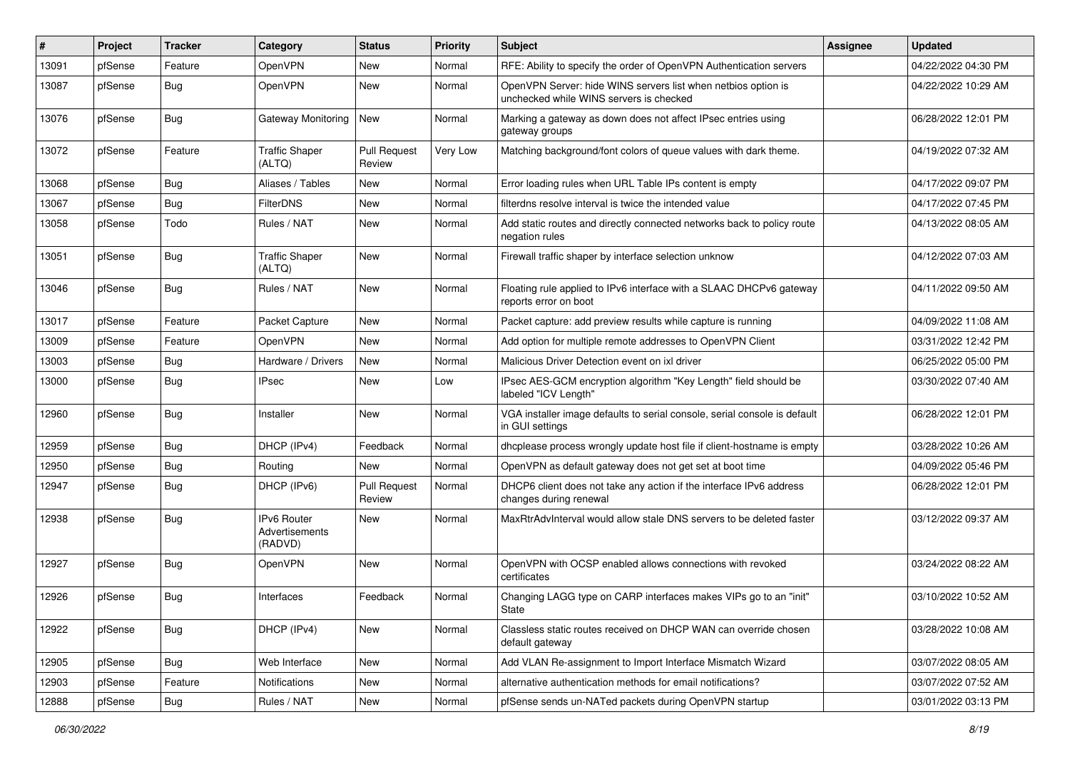| # | Project | Tracker | Category | Status | Priority | Subject | Assignee | Updated |
|---|---|---|---|---|---|---|---|---|
| 13091 | pfSense | Feature | OpenVPN | New | Normal | RFE: Ability to specify the order of OpenVPN Authentication servers | | 04/22/2022 04:30 PM |
| 13087 | pfSense | Bug | OpenVPN | New | Normal | OpenVPN Server: hide WINS servers list when netbios option is unchecked while WINS servers is checked | | 04/22/2022 10:29 AM |
| 13076 | pfSense | Bug | Gateway Monitoring | New | Normal | Marking a gateway as down does not affect IPsec entries using gateway groups | | 06/28/2022 12:01 PM |
| 13072 | pfSense | Feature | Traffic Shaper (ALTQ) | Pull Request Review | Very Low | Matching background/font colors of queue values with dark theme. | | 04/19/2022 07:32 AM |
| 13068 | pfSense | Bug | Aliases / Tables | New | Normal | Error loading rules when URL Table IPs content is empty | | 04/17/2022 09:07 PM |
| 13067 | pfSense | Bug | FilterDNS | New | Normal | filterdns resolve interval is twice the intended value | | 04/17/2022 07:45 PM |
| 13058 | pfSense | Todo | Rules / NAT | New | Normal | Add static routes and directly connected networks back to policy route negation rules | | 04/13/2022 08:05 AM |
| 13051 | pfSense | Bug | Traffic Shaper (ALTQ) | New | Normal | Firewall traffic shaper by interface selection unknow | | 04/12/2022 07:03 AM |
| 13046 | pfSense | Bug | Rules / NAT | New | Normal | Floating rule applied to IPv6 interface with a SLAAC DHCPv6 gateway reports error on boot | | 04/11/2022 09:50 AM |
| 13017 | pfSense | Feature | Packet Capture | New | Normal | Packet capture: add preview results while capture is running | | 04/09/2022 11:08 AM |
| 13009 | pfSense | Feature | OpenVPN | New | Normal | Add option for multiple remote addresses to OpenVPN Client | | 03/31/2022 12:42 PM |
| 13003 | pfSense | Bug | Hardware / Drivers | New | Normal | Malicious Driver Detection event on ixl driver | | 06/25/2022 05:00 PM |
| 13000 | pfSense | Bug | IPsec | New | Low | IPsec AES-GCM encryption algorithm "Key Length" field should be labeled "ICV Length" | | 03/30/2022 07:40 AM |
| 12960 | pfSense | Bug | Installer | New | Normal | VGA installer image defaults to serial console, serial console is default in GUI settings | | 06/28/2022 12:01 PM |
| 12959 | pfSense | Bug | DHCP (IPv4) | Feedback | Normal | dhcplease process wrongly update host file if client-hostname is empty | | 03/28/2022 10:26 AM |
| 12950 | pfSense | Bug | Routing | New | Normal | OpenVPN as default gateway does not get set at boot time | | 04/09/2022 05:46 PM |
| 12947 | pfSense | Bug | DHCP (IPv6) | Pull Request Review | Normal | DHCP6 client does not take any action if the interface IPv6 address changes during renewal | | 06/28/2022 12:01 PM |
| 12938 | pfSense | Bug | IPv6 Router Advertisements (RADVD) | New | Normal | MaxRtrAdvInterval would allow stale DNS servers to be deleted faster | | 03/12/2022 09:37 AM |
| 12927 | pfSense | Bug | OpenVPN | New | Normal | OpenVPN with OCSP enabled allows connections with revoked certificates | | 03/24/2022 08:22 AM |
| 12926 | pfSense | Bug | Interfaces | Feedback | Normal | Changing LAGG type on CARP interfaces makes VIPs go to an "init" State | | 03/10/2022 10:52 AM |
| 12922 | pfSense | Bug | DHCP (IPv4) | New | Normal | Classless static routes received on DHCP WAN can override chosen default gateway | | 03/28/2022 10:08 AM |
| 12905 | pfSense | Bug | Web Interface | New | Normal | Add VLAN Re-assignment to Import Interface Mismatch Wizard | | 03/07/2022 08:05 AM |
| 12903 | pfSense | Feature | Notifications | New | Normal | alternative authentication methods for email notifications? | | 03/07/2022 07:52 AM |
| 12888 | pfSense | Bug | Rules / NAT | New | Normal | pfSense sends un-NATed packets during OpenVPN startup | | 03/01/2022 03:13 PM |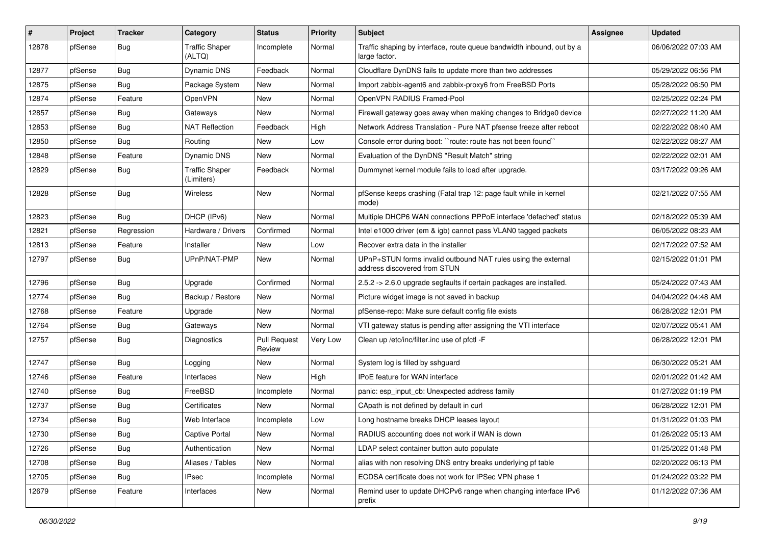| # | Project | Tracker | Category | Status | Priority | Subject | Assignee | Updated |
|---|---|---|---|---|---|---|---|---|
| 12878 | pfSense | Bug | Traffic Shaper (ALTQ) | Incomplete | Normal | Traffic shaping by interface, route queue bandwidth inbound, out by a large factor. | | 06/06/2022 07:03 AM |
| 12877 | pfSense | Bug | Dynamic DNS | Feedback | Normal | Cloudflare DynDNS fails to update more than two addresses | | 05/29/2022 06:56 PM |
| 12875 | pfSense | Bug | Package System | New | Normal | Import zabbix-agent6 and zabbix-proxy6 from FreeBSD Ports | | 05/28/2022 06:50 PM |
| 12874 | pfSense | Feature | OpenVPN | New | Normal | OpenVPN RADIUS Framed-Pool | | 02/25/2022 02:24 PM |
| 12857 | pfSense | Bug | Gateways | New | Normal | Firewall gateway goes away when making changes to Bridge0 device | | 02/27/2022 11:20 AM |
| 12853 | pfSense | Bug | NAT Reflection | Feedback | High | Network Address Translation - Pure NAT pfsense freeze after reboot | | 02/22/2022 08:40 AM |
| 12850 | pfSense | Bug | Routing | New | Low | Console error during boot: ``route: route has not been found`` | | 02/22/2022 08:27 AM |
| 12848 | pfSense | Feature | Dynamic DNS | New | Normal | Evaluation of the DynDNS "Result Match" string | | 02/22/2022 02:01 AM |
| 12829 | pfSense | Bug | Traffic Shaper (Limiters) | Feedback | Normal | Dummynet kernel module fails to load after upgrade. | | 03/17/2022 09:26 AM |
| 12828 | pfSense | Bug | Wireless | New | Normal | pfSense keeps crashing (Fatal trap 12: page fault while in kernel mode) | | 02/21/2022 07:55 AM |
| 12823 | pfSense | Bug | DHCP (IPv6) | New | Normal | Multiple DHCP6 WAN connections PPPoE interface 'defached' status | | 02/18/2022 05:39 AM |
| 12821 | pfSense | Regression | Hardware / Drivers | Confirmed | Normal | Intel e1000 driver (em & igb) cannot pass VLAN0 tagged packets | | 06/05/2022 08:23 AM |
| 12813 | pfSense | Feature | Installer | New | Low | Recover extra data in the installer | | 02/17/2022 07:52 AM |
| 12797 | pfSense | Bug | UPnP/NAT-PMP | New | Normal | UPnP+STUN forms invalid outbound NAT rules using the external address discovered from STUN | | 02/15/2022 01:01 PM |
| 12796 | pfSense | Bug | Upgrade | Confirmed | Normal | 2.5.2 -> 2.6.0 upgrade segfaults if certain packages are installed. | | 05/24/2022 07:43 AM |
| 12774 | pfSense | Bug | Backup / Restore | New | Normal | Picture widget image is not saved in backup | | 04/04/2022 04:48 AM |
| 12768 | pfSense | Feature | Upgrade | New | Normal | pfSense-repo: Make sure default config file exists | | 06/28/2022 12:01 PM |
| 12764 | pfSense | Bug | Gateways | New | Normal | VTI gateway status is pending after assigning the VTI interface | | 02/07/2022 05:41 AM |
| 12757 | pfSense | Bug | Diagnostics | Pull Request Review | Very Low | Clean up /etc/inc/filter.inc use of pfctl -F | | 06/28/2022 12:01 PM |
| 12747 | pfSense | Bug | Logging | New | Normal | System log is filled by sshguard | | 06/30/2022 05:21 AM |
| 12746 | pfSense | Feature | Interfaces | New | High | IPoE feature for WAN interface | | 02/01/2022 01:42 AM |
| 12740 | pfSense | Bug | FreeBSD | Incomplete | Normal | panic: esp_input_cb: Unexpected address family | | 01/27/2022 01:19 PM |
| 12737 | pfSense | Bug | Certificates | New | Normal | CApath is not defined by default in curl | | 06/28/2022 12:01 PM |
| 12734 | pfSense | Bug | Web Interface | Incomplete | Low | Long hostname breaks DHCP leases layout | | 01/31/2022 01:03 PM |
| 12730 | pfSense | Bug | Captive Portal | New | Normal | RADIUS accounting does not work if WAN is down | | 01/26/2022 05:13 AM |
| 12726 | pfSense | Bug | Authentication | New | Normal | LDAP select container button auto populate | | 01/25/2022 01:48 PM |
| 12708 | pfSense | Bug | Aliases / Tables | New | Normal | alias with non resolving DNS entry breaks underlying pf table | | 02/20/2022 06:13 PM |
| 12705 | pfSense | Bug | IPsec | Incomplete | Normal | ECDSA certificate does not work for IPSec VPN phase 1 | | 01/24/2022 03:22 PM |
| 12679 | pfSense | Feature | Interfaces | New | Normal | Remind user to update DHCPv6 range when changing interface IPv6 prefix | | 01/12/2022 07:36 AM |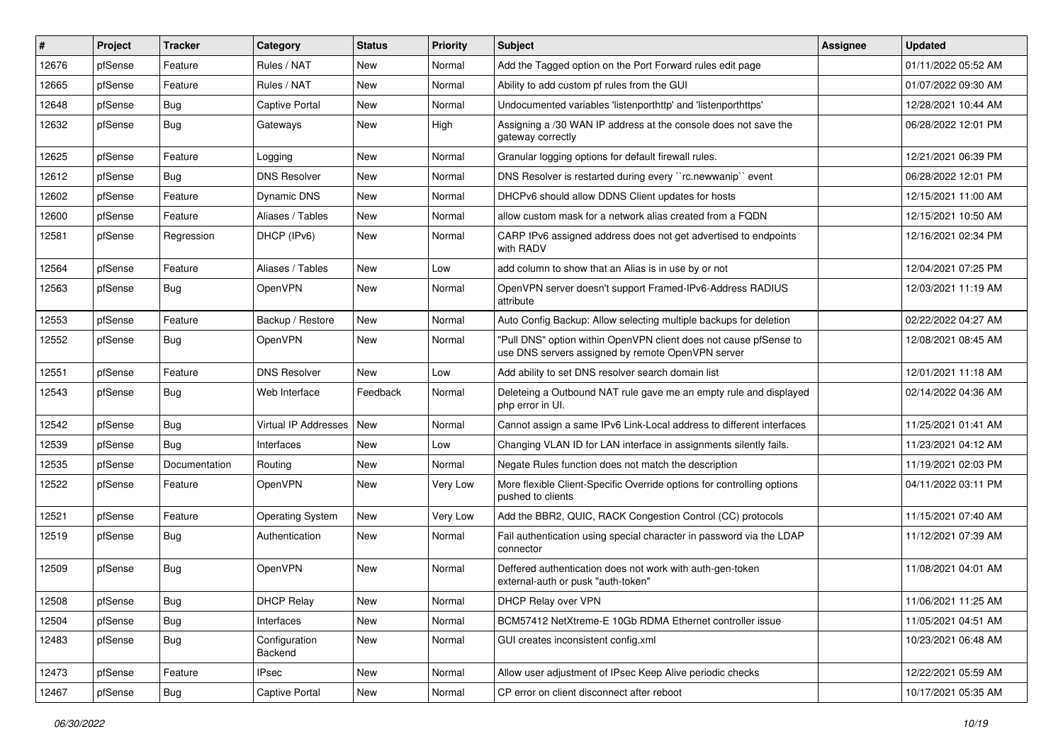| # | Project | Tracker | Category | Status | Priority | Subject | Assignee | Updated |
|---|---|---|---|---|---|---|---|---|
| 12676 | pfSense | Feature | Rules / NAT | New | Normal | Add the Tagged option on the Port Forward rules edit page | | 01/11/2022 05:52 AM |
| 12665 | pfSense | Feature | Rules / NAT | New | Normal | Ability to add custom pf rules from the GUI | | 01/07/2022 09:30 AM |
| 12648 | pfSense | Bug | Captive Portal | New | Normal | Undocumented variables 'listenporthttp' and 'listenporthttps' | | 12/28/2021 10:44 AM |
| 12632 | pfSense | Bug | Gateways | New | High | Assigning a /30 WAN IP address at the console does not save the gateway correctly | | 06/28/2022 12:01 PM |
| 12625 | pfSense | Feature | Logging | New | Normal | Granular logging options for default firewall rules. | | 12/21/2021 06:39 PM |
| 12612 | pfSense | Bug | DNS Resolver | New | Normal | DNS Resolver is restarted during every ``rc.newwanip`` event | | 06/28/2022 12:01 PM |
| 12602 | pfSense | Feature | Dynamic DNS | New | Normal | DHCPv6 should allow DDNS Client updates for hosts | | 12/15/2021 11:00 AM |
| 12600 | pfSense | Feature | Aliases / Tables | New | Normal | allow custom mask for a network alias created from a FQDN | | 12/15/2021 10:50 AM |
| 12581 | pfSense | Regression | DHCP (IPv6) | New | Normal | CARP IPv6 assigned address does not get advertised to endpoints with RADV | | 12/16/2021 02:34 PM |
| 12564 | pfSense | Feature | Aliases / Tables | New | Low | add column to show that an Alias is in use by or not | | 12/04/2021 07:25 PM |
| 12563 | pfSense | Bug | OpenVPN | New | Normal | OpenVPN server doesn't support Framed-IPv6-Address RADIUS attribute | | 12/03/2021 11:19 AM |
| 12553 | pfSense | Feature | Backup / Restore | New | Normal | Auto Config Backup: Allow selecting multiple backups for deletion | | 02/22/2022 04:27 AM |
| 12552 | pfSense | Bug | OpenVPN | New | Normal | "Pull DNS" option within OpenVPN client does not cause pfSense to use DNS servers assigned by remote OpenVPN server | | 12/08/2021 08:45 AM |
| 12551 | pfSense | Feature | DNS Resolver | New | Low | Add ability to set DNS resolver search domain list | | 12/01/2021 11:18 AM |
| 12543 | pfSense | Bug | Web Interface | Feedback | Normal | Deleteing a Outbound NAT rule gave me an empty rule and displayed php error in UI. | | 02/14/2022 04:36 AM |
| 12542 | pfSense | Bug | Virtual IP Addresses | New | Normal | Cannot assign a same IPv6 Link-Local address to different interfaces | | 11/25/2021 01:41 AM |
| 12539 | pfSense | Bug | Interfaces | New | Low | Changing VLAN ID for LAN interface in assignments silently fails. | | 11/23/2021 04:12 AM |
| 12535 | pfSense | Documentation | Routing | New | Normal | Negate Rules function does not match the description | | 11/19/2021 02:03 PM |
| 12522 | pfSense | Feature | OpenVPN | New | Very Low | More flexible Client-Specific Override options for controlling options pushed to clients | | 04/11/2022 03:11 PM |
| 12521 | pfSense | Feature | Operating System | New | Very Low | Add the BBR2, QUIC, RACK Congestion Control (CC) protocols | | 11/15/2021 07:40 AM |
| 12519 | pfSense | Bug | Authentication | New | Normal | Fail authentication using special character in password via the LDAP connector | | 11/12/2021 07:39 AM |
| 12509 | pfSense | Bug | OpenVPN | New | Normal | Deffered authentication does not work with auth-gen-token external-auth or pusk "auth-token" | | 11/08/2021 04:01 AM |
| 12508 | pfSense | Bug | DHCP Relay | New | Normal | DHCP Relay over VPN | | 11/06/2021 11:25 AM |
| 12504 | pfSense | Bug | Interfaces | New | Normal | BCM57412 NetXtreme-E 10Gb RDMA Ethernet controller issue | | 11/05/2021 04:51 AM |
| 12483 | pfSense | Bug | Configuration Backend | New | Normal | GUI creates inconsistent config.xml | | 10/23/2021 06:48 AM |
| 12473 | pfSense | Feature | IPsec | New | Normal | Allow user adjustment of IPsec Keep Alive periodic checks | | 12/22/2021 05:59 AM |
| 12467 | pfSense | Bug | Captive Portal | New | Normal | CP error on client disconnect after reboot | | 10/17/2021 05:35 AM |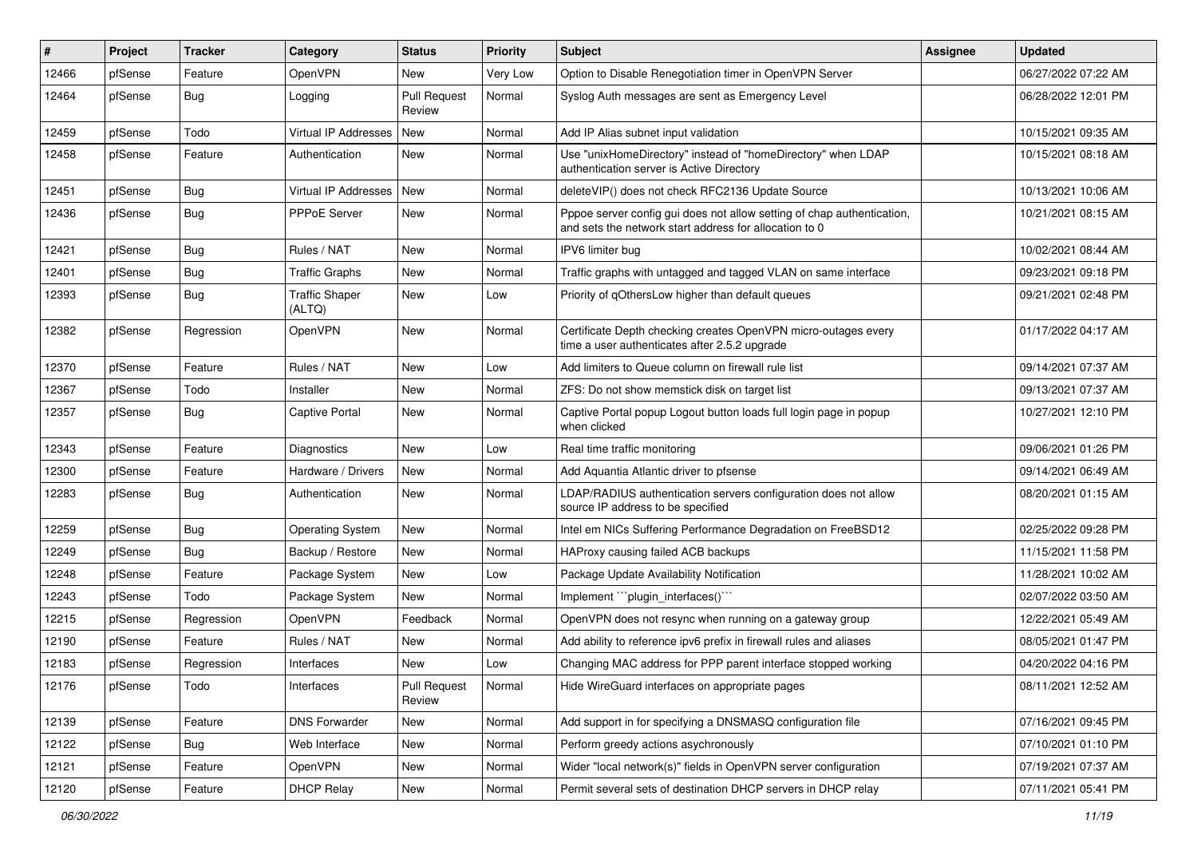| # | Project | Tracker | Category | Status | Priority | Subject | Assignee | Updated |
|---|---|---|---|---|---|---|---|---|
| 12466 | pfSense | Feature | OpenVPN | New | Very Low | Option to Disable Renegotiation timer in OpenVPN Server | | 06/27/2022 07:22 AM |
| 12464 | pfSense | Bug | Logging | Pull Request Review | Normal | Syslog Auth messages are sent as Emergency Level | | 06/28/2022 12:01 PM |
| 12459 | pfSense | Todo | Virtual IP Addresses | New | Normal | Add IP Alias subnet input validation | | 10/15/2021 09:35 AM |
| 12458 | pfSense | Feature | Authentication | New | Normal | Use "unixHomeDirectory" instead of "homeDirectory" when LDAP authentication server is Active Directory | | 10/15/2021 08:18 AM |
| 12451 | pfSense | Bug | Virtual IP Addresses | New | Normal | deleteVIP() does not check RFC2136 Update Source | | 10/13/2021 10:06 AM |
| 12436 | pfSense | Bug | PPPoE Server | New | Normal | Pppoe server config gui does not allow setting of chap authentication, and sets the network start address for allocation to 0 | | 10/21/2021 08:15 AM |
| 12421 | pfSense | Bug | Rules / NAT | New | Normal | IPV6 limiter bug | | 10/02/2021 08:44 AM |
| 12401 | pfSense | Bug | Traffic Graphs | New | Normal | Traffic graphs with untagged and tagged VLAN on same interface | | 09/23/2021 09:18 PM |
| 12393 | pfSense | Bug | Traffic Shaper (ALTQ) | New | Low | Priority of qOthersLow higher than default queues | | 09/21/2021 02:48 PM |
| 12382 | pfSense | Regression | OpenVPN | New | Normal | Certificate Depth checking creates OpenVPN micro-outages every time a user authenticates after 2.5.2 upgrade | | 01/17/2022 04:17 AM |
| 12370 | pfSense | Feature | Rules / NAT | New | Low | Add limiters to Queue column on firewall rule list | | 09/14/2021 07:37 AM |
| 12367 | pfSense | Todo | Installer | New | Normal | ZFS: Do not show memstick disk on target list | | 09/13/2021 07:37 AM |
| 12357 | pfSense | Bug | Captive Portal | New | Normal | Captive Portal popup Logout button loads full login page in popup when clicked | | 10/27/2021 12:10 PM |
| 12343 | pfSense | Feature | Diagnostics | New | Low | Real time traffic monitoring | | 09/06/2021 01:26 PM |
| 12300 | pfSense | Feature | Hardware / Drivers | New | Normal | Add Aquantia Atlantic driver to pfsense | | 09/14/2021 06:49 AM |
| 12283 | pfSense | Bug | Authentication | New | Normal | LDAP/RADIUS authentication servers configuration does not allow source IP address to be specified | | 08/20/2021 01:15 AM |
| 12259 | pfSense | Bug | Operating System | New | Normal | Intel em NICs Suffering Performance Degradation on FreeBSD12 | | 02/25/2022 09:28 PM |
| 12249 | pfSense | Bug | Backup / Restore | New | Normal | HAProxy causing failed ACB backups | | 11/15/2021 11:58 PM |
| 12248 | pfSense | Feature | Package System | New | Low | Package Update Availability Notification | | 11/28/2021 10:02 AM |
| 12243 | pfSense | Todo | Package System | New | Normal | Implement ```plugin_interfaces()``` | | 02/07/2022 03:50 AM |
| 12215 | pfSense | Regression | OpenVPN | Feedback | Normal | OpenVPN does not resync when running on a gateway group | | 12/22/2021 05:49 AM |
| 12190 | pfSense | Feature | Rules / NAT | New | Normal | Add ability to reference ipv6 prefix in firewall rules and aliases | | 08/05/2021 01:47 PM |
| 12183 | pfSense | Regression | Interfaces | New | Low | Changing MAC address for PPP parent interface stopped working | | 04/20/2022 04:16 PM |
| 12176 | pfSense | Todo | Interfaces | Pull Request Review | Normal | Hide WireGuard interfaces on appropriate pages | | 08/11/2021 12:52 AM |
| 12139 | pfSense | Feature | DNS Forwarder | New | Normal | Add support in for specifying a DNSMASQ configuration file | | 07/16/2021 09:45 PM |
| 12122 | pfSense | Bug | Web Interface | New | Normal | Perform greedy actions asychronously | | 07/10/2021 01:10 PM |
| 12121 | pfSense | Feature | OpenVPN | New | Normal | Wider "local network(s)" fields in OpenVPN server configuration | | 07/19/2021 07:37 AM |
| 12120 | pfSense | Feature | DHCP Relay | New | Normal | Permit several sets of destination DHCP servers in DHCP relay | | 07/11/2021 05:41 PM |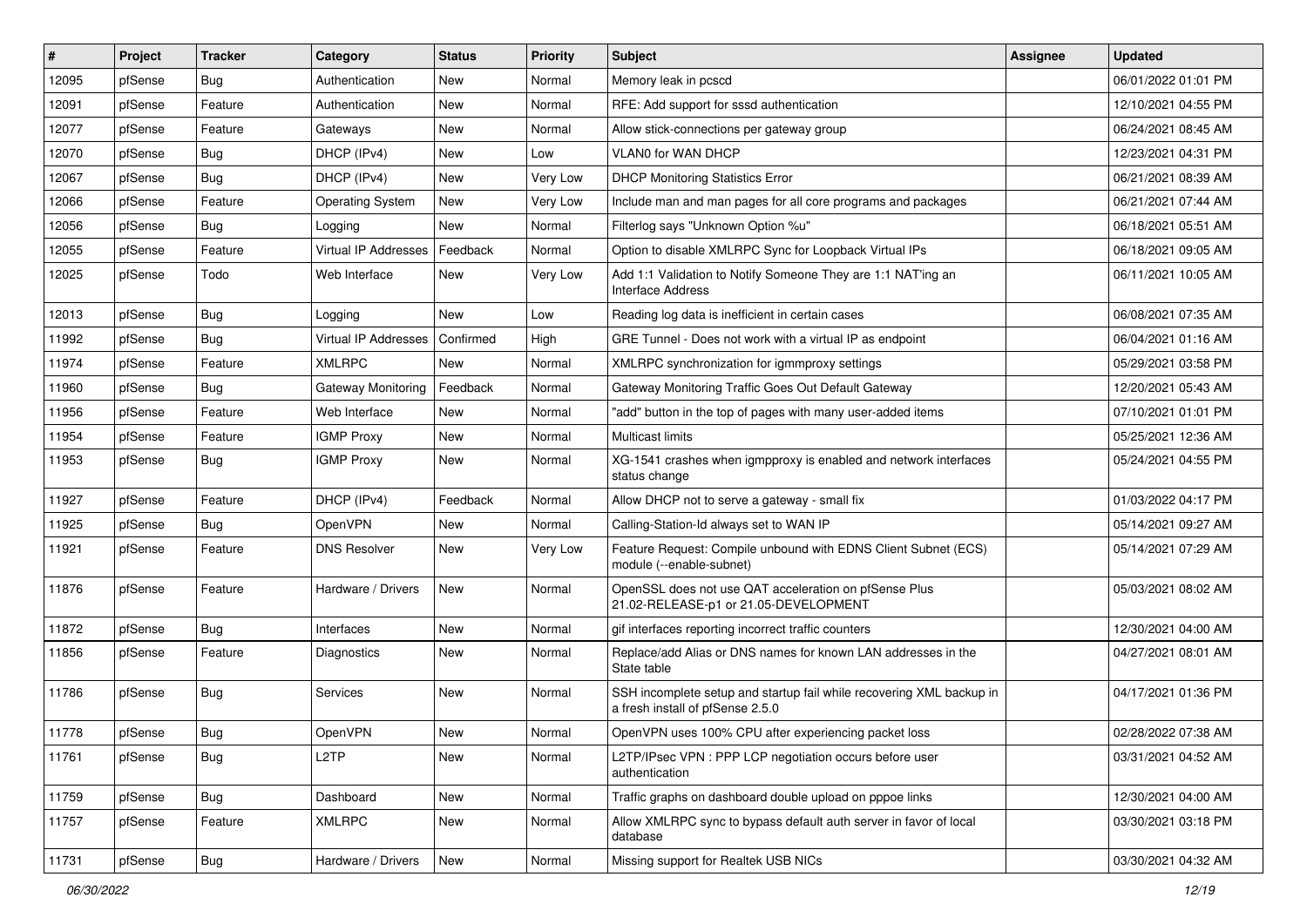| # | Project | Tracker | Category | Status | Priority | Subject | Assignee | Updated |
|---|---|---|---|---|---|---|---|---|
| 12095 | pfSense | Bug | Authentication | New | Normal | Memory leak in pcscd | | 06/01/2022 01:01 PM |
| 12091 | pfSense | Feature | Authentication | New | Normal | RFE: Add support for sssd authentication | | 12/10/2021 04:55 PM |
| 12077 | pfSense | Feature | Gateways | New | Normal | Allow stick-connections per gateway group | | 06/24/2021 08:45 AM |
| 12070 | pfSense | Bug | DHCP (IPv4) | New | Low | VLAN0 for WAN DHCP | | 12/23/2021 04:31 PM |
| 12067 | pfSense | Bug | DHCP (IPv4) | New | Very Low | DHCP Monitoring Statistics Error | | 06/21/2021 08:39 AM |
| 12066 | pfSense | Feature | Operating System | New | Very Low | Include man and man pages for all core programs and packages | | 06/21/2021 07:44 AM |
| 12056 | pfSense | Bug | Logging | New | Normal | Filterlog says "Unknown Option %u" | | 06/18/2021 05:51 AM |
| 12055 | pfSense | Feature | Virtual IP Addresses | Feedback | Normal | Option to disable XMLRPC Sync for Loopback Virtual IPs | | 06/18/2021 09:05 AM |
| 12025 | pfSense | Todo | Web Interface | New | Very Low | Add 1:1 Validation to Notify Someone They are 1:1 NAT'ing an Interface Address | | 06/11/2021 10:05 AM |
| 12013 | pfSense | Bug | Logging | New | Low | Reading log data is inefficient in certain cases | | 06/08/2021 07:35 AM |
| 11992 | pfSense | Bug | Virtual IP Addresses | Confirmed | High | GRE Tunnel - Does not work with a virtual IP as endpoint | | 06/04/2021 01:16 AM |
| 11974 | pfSense | Feature | XMLRPC | New | Normal | XMLRPC synchronization for igmmproxy settings | | 05/29/2021 03:58 PM |
| 11960 | pfSense | Bug | Gateway Monitoring | Feedback | Normal | Gateway Monitoring Traffic Goes Out Default Gateway | | 12/20/2021 05:43 AM |
| 11956 | pfSense | Feature | Web Interface | New | Normal | "add" button in the top of pages with many user-added items | | 07/10/2021 01:01 PM |
| 11954 | pfSense | Feature | IGMP Proxy | New | Normal | Multicast limits | | 05/25/2021 12:36 AM |
| 11953 | pfSense | Bug | IGMP Proxy | New | Normal | XG-1541 crashes when igmpproxy is enabled and network interfaces status change | | 05/24/2021 04:55 PM |
| 11927 | pfSense | Feature | DHCP (IPv4) | Feedback | Normal | Allow DHCP not to serve a gateway - small fix | | 01/03/2022 04:17 PM |
| 11925 | pfSense | Bug | OpenVPN | New | Normal | Calling-Station-Id always set to WAN IP | | 05/14/2021 09:27 AM |
| 11921 | pfSense | Feature | DNS Resolver | New | Very Low | Feature Request: Compile unbound with EDNS Client Subnet (ECS) module (--enable-subnet) | | 05/14/2021 07:29 AM |
| 11876 | pfSense | Feature | Hardware / Drivers | New | Normal | OpenSSL does not use QAT acceleration on pfSense Plus 21.02-RELEASE-p1 or 21.05-DEVELOPMENT | | 05/03/2021 08:02 AM |
| 11872 | pfSense | Bug | Interfaces | New | Normal | gif interfaces reporting incorrect traffic counters | | 12/30/2021 04:00 AM |
| 11856 | pfSense | Feature | Diagnostics | New | Normal | Replace/add Alias or DNS names for known LAN addresses in the State table | | 04/27/2021 08:01 AM |
| 11786 | pfSense | Bug | Services | New | Normal | SSH incomplete setup and startup fail while recovering XML backup in a fresh install of pfSense 2.5.0 | | 04/17/2021 01:36 PM |
| 11778 | pfSense | Bug | OpenVPN | New | Normal | OpenVPN uses 100% CPU after experiencing packet loss | | 02/28/2022 07:38 AM |
| 11761 | pfSense | Bug | L2TP | New | Normal | L2TP/IPsec VPN : PPP LCP negotiation occurs before user authentication | | 03/31/2021 04:52 AM |
| 11759 | pfSense | Bug | Dashboard | New | Normal | Traffic graphs on dashboard double upload on pppoe links | | 12/30/2021 04:00 AM |
| 11757 | pfSense | Feature | XMLRPC | New | Normal | Allow XMLRPC sync to bypass default auth server in favor of local database | | 03/30/2021 03:18 PM |
| 11731 | pfSense | Bug | Hardware / Drivers | New | Normal | Missing support for Realtek USB NICs | | 03/30/2021 04:32 AM |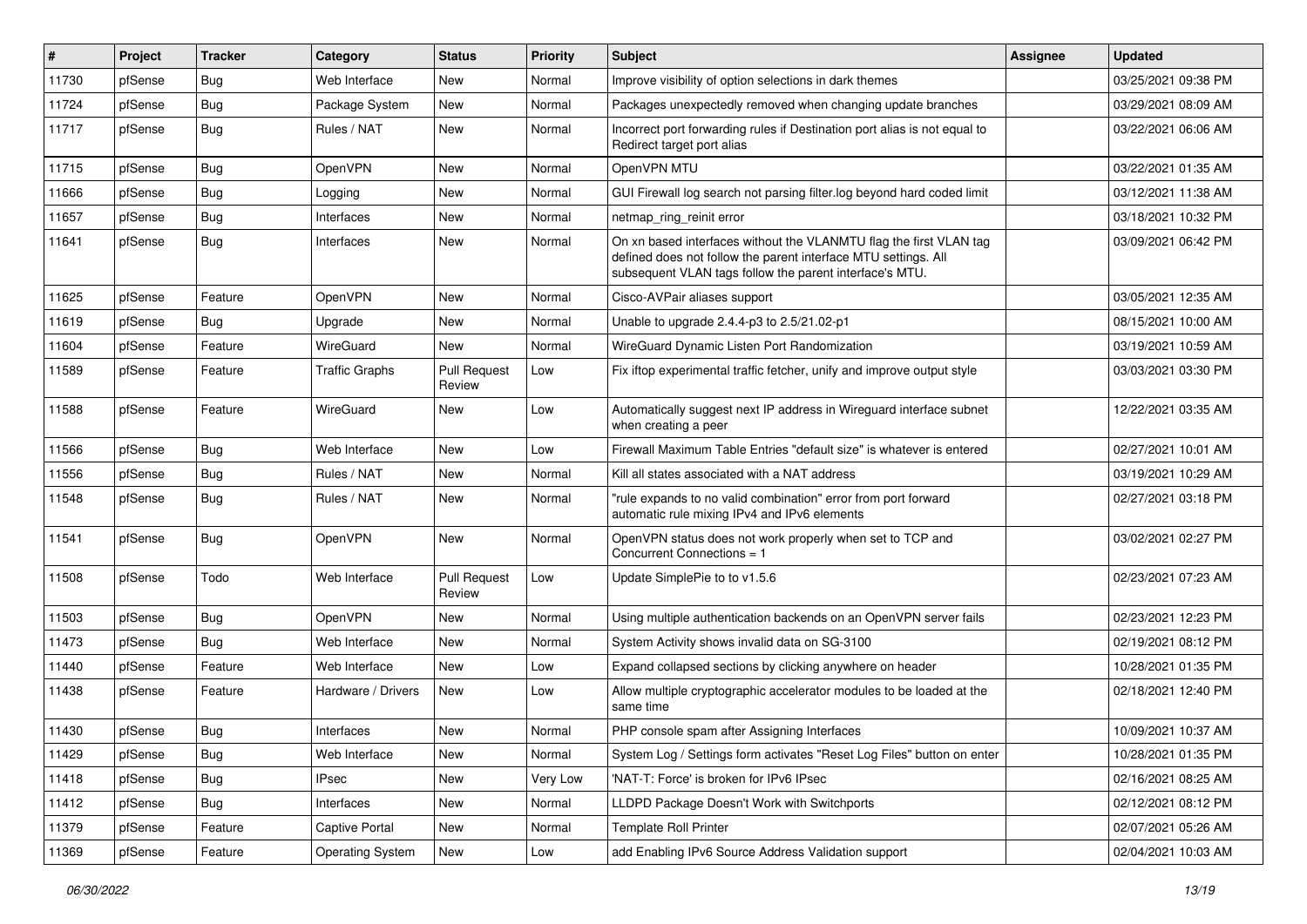| # | Project | Tracker | Category | Status | Priority | Subject | Assignee | Updated |
|---|---|---|---|---|---|---|---|---|
| 11730 | pfSense | Bug | Web Interface | New | Normal | Improve visibility of option selections in dark themes | | 03/25/2021 09:38 PM |
| 11724 | pfSense | Bug | Package System | New | Normal | Packages unexpectedly removed when changing update branches | | 03/29/2021 08:09 AM |
| 11717 | pfSense | Bug | Rules / NAT | New | Normal | Incorrect port forwarding rules if Destination port alias is not equal to Redirect target port alias | | 03/22/2021 06:06 AM |
| 11715 | pfSense | Bug | OpenVPN | New | Normal | OpenVPN MTU | | 03/22/2021 01:35 AM |
| 11666 | pfSense | Bug | Logging | New | Normal | GUI Firewall log search not parsing filter.log beyond hard coded limit | | 03/12/2021 11:38 AM |
| 11657 | pfSense | Bug | Interfaces | New | Normal | netmap_ring_reinit error | | 03/18/2021 10:32 PM |
| 11641 | pfSense | Bug | Interfaces | New | Normal | On xn based interfaces without the VLANMTU flag the first VLAN tag defined does not follow the parent interface MTU settings. All subsequent VLAN tags follow the parent interface's MTU. | | 03/09/2021 06:42 PM |
| 11625 | pfSense | Feature | OpenVPN | New | Normal | Cisco-AVPair aliases support | | 03/05/2021 12:35 AM |
| 11619 | pfSense | Bug | Upgrade | New | Normal | Unable to upgrade 2.4.4-p3 to 2.5/21.02-p1 | | 08/15/2021 10:00 AM |
| 11604 | pfSense | Feature | WireGuard | New | Normal | WireGuard Dynamic Listen Port Randomization | | 03/19/2021 10:59 AM |
| 11589 | pfSense | Feature | Traffic Graphs | Pull Request Review | Low | Fix iftop experimental traffic fetcher, unify and improve output style | | 03/03/2021 03:30 PM |
| 11588 | pfSense | Feature | WireGuard | New | Low | Automatically suggest next IP address in Wireguard interface subnet when creating a peer | | 12/22/2021 03:35 AM |
| 11566 | pfSense | Bug | Web Interface | New | Low | Firewall Maximum Table Entries "default size" is whatever is entered | | 02/27/2021 10:01 AM |
| 11556 | pfSense | Bug | Rules / NAT | New | Normal | Kill all states associated with a NAT address | | 03/19/2021 10:29 AM |
| 11548 | pfSense | Bug | Rules / NAT | New | Normal | "rule expands to no valid combination" error from port forward automatic rule mixing IPv4 and IPv6 elements | | 02/27/2021 03:18 PM |
| 11541 | pfSense | Bug | OpenVPN | New | Normal | OpenVPN status does not work properly when set to TCP and Concurrent Connections = 1 | | 03/02/2021 02:27 PM |
| 11508 | pfSense | Todo | Web Interface | Pull Request Review | Low | Update SimplePie to to v1.5.6 | | 02/23/2021 07:23 AM |
| 11503 | pfSense | Bug | OpenVPN | New | Normal | Using multiple authentication backends on an OpenVPN server fails | | 02/23/2021 12:23 PM |
| 11473 | pfSense | Bug | Web Interface | New | Normal | System Activity shows invalid data on SG-3100 | | 02/19/2021 08:12 PM |
| 11440 | pfSense | Feature | Web Interface | New | Low | Expand collapsed sections by clicking anywhere on header | | 10/28/2021 01:35 PM |
| 11438 | pfSense | Feature | Hardware / Drivers | New | Low | Allow multiple cryptographic accelerator modules to be loaded at the same time | | 02/18/2021 12:40 PM |
| 11430 | pfSense | Bug | Interfaces | New | Normal | PHP console spam after Assigning Interfaces | | 10/09/2021 10:37 AM |
| 11429 | pfSense | Bug | Web Interface | New | Normal | System Log / Settings form activates "Reset Log Files" button on enter | | 10/28/2021 01:35 PM |
| 11418 | pfSense | Bug | IPsec | New | Very Low | 'NAT-T: Force' is broken for IPv6 IPsec | | 02/16/2021 08:25 AM |
| 11412 | pfSense | Bug | Interfaces | New | Normal | LLDPD Package Doesn't Work with Switchports | | 02/12/2021 08:12 PM |
| 11379 | pfSense | Feature | Captive Portal | New | Normal | Template Roll Printer | | 02/07/2021 05:26 AM |
| 11369 | pfSense | Feature | Operating System | New | Low | add Enabling IPv6 Source Address Validation support | | 02/04/2021 10:03 AM |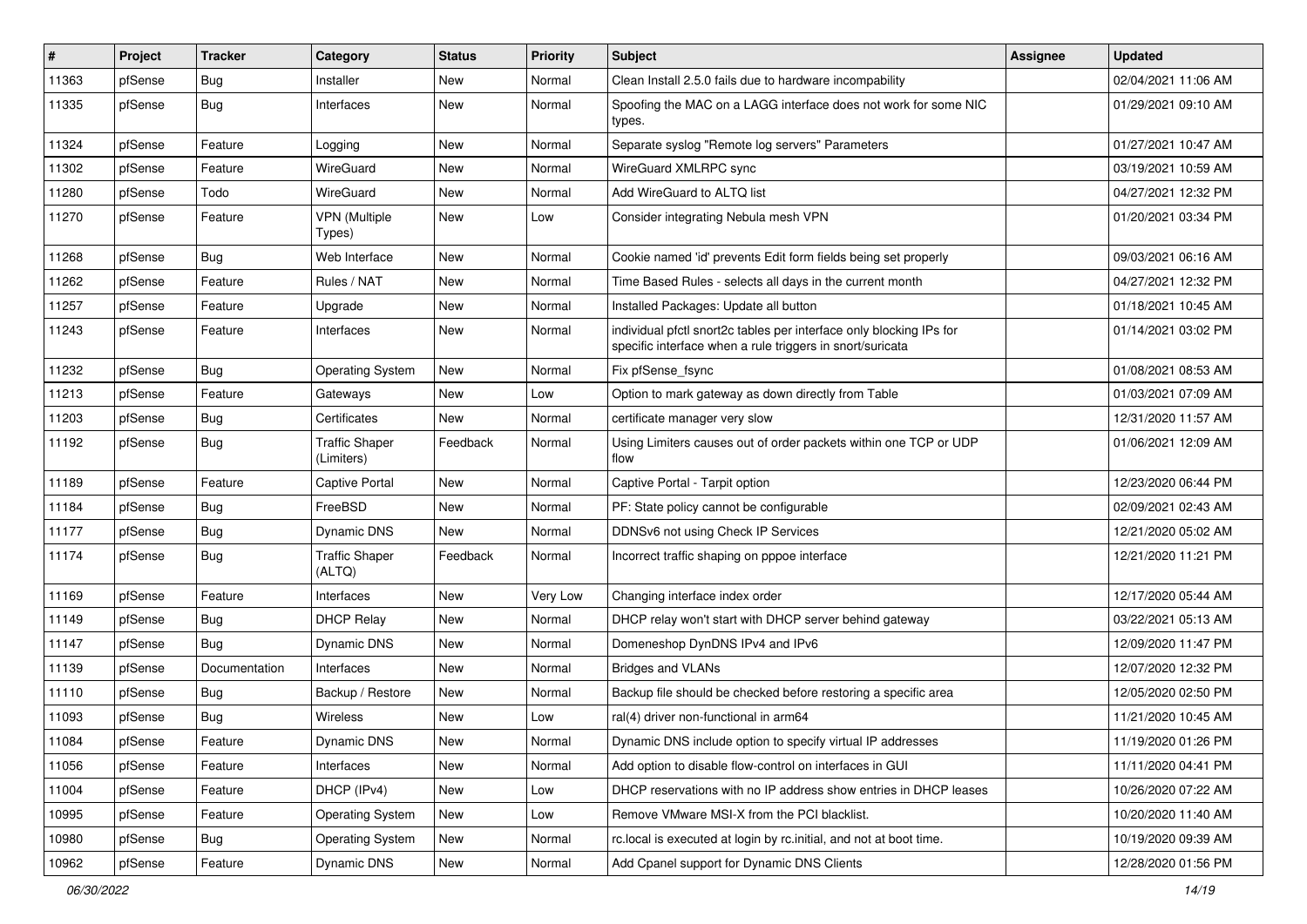| # | Project | Tracker | Category | Status | Priority | Subject | Assignee | Updated |
|---|---|---|---|---|---|---|---|---|
| 11363 | pfSense | Bug | Installer | New | Normal | Clean Install 2.5.0 fails due to hardware incompability | | 02/04/2021 11:06 AM |
| 11335 | pfSense | Bug | Interfaces | New | Normal | Spoofing the MAC on a LAGG interface does not work for some NIC types. | | 01/29/2021 09:10 AM |
| 11324 | pfSense | Feature | Logging | New | Normal | Separate syslog "Remote log servers" Parameters | | 01/27/2021 10:47 AM |
| 11302 | pfSense | Feature | WireGuard | New | Normal | WireGuard XMLRPC sync | | 03/19/2021 10:59 AM |
| 11280 | pfSense | Todo | WireGuard | New | Normal | Add WireGuard to ALTQ list | | 04/27/2021 12:32 PM |
| 11270 | pfSense | Feature | VPN (Multiple Types) | New | Low | Consider integrating Nebula mesh VPN | | 01/20/2021 03:34 PM |
| 11268 | pfSense | Bug | Web Interface | New | Normal | Cookie named 'id' prevents Edit form fields being set properly | | 09/03/2021 06:16 AM |
| 11262 | pfSense | Feature | Rules / NAT | New | Normal | Time Based Rules - selects all days in the current month | | 04/27/2021 12:32 PM |
| 11257 | pfSense | Feature | Upgrade | New | Normal | Installed Packages: Update all button | | 01/18/2021 10:45 AM |
| 11243 | pfSense | Feature | Interfaces | New | Normal | individual pfctl snort2c tables per interface only blocking IPs for specific interface when a rule triggers in snort/suricata | | 01/14/2021 03:02 PM |
| 11232 | pfSense | Bug | Operating System | New | Normal | Fix pfSense_fsync | | 01/08/2021 08:53 AM |
| 11213 | pfSense | Feature | Gateways | New | Low | Option to mark gateway as down directly from Table | | 01/03/2021 07:09 AM |
| 11203 | pfSense | Bug | Certificates | New | Normal | certificate manager very slow | | 12/31/2020 11:57 AM |
| 11192 | pfSense | Bug | Traffic Shaper (Limiters) | Feedback | Normal | Using Limiters causes out of order packets within one TCP or UDP flow | | 01/06/2021 12:09 AM |
| 11189 | pfSense | Feature | Captive Portal | New | Normal | Captive Portal - Tarpit option | | 12/23/2020 06:44 PM |
| 11184 | pfSense | Bug | FreeBSD | New | Normal | PF: State policy cannot be configurable | | 02/09/2021 02:43 AM |
| 11177 | pfSense | Bug | Dynamic DNS | New | Normal | DDNSv6 not using Check IP Services | | 12/21/2020 05:02 AM |
| 11174 | pfSense | Bug | Traffic Shaper (ALTQ) | Feedback | Normal | Incorrect traffic shaping on pppoe interface | | 12/21/2020 11:21 PM |
| 11169 | pfSense | Feature | Interfaces | New | Very Low | Changing interface index order | | 12/17/2020 05:44 AM |
| 11149 | pfSense | Bug | DHCP Relay | New | Normal | DHCP relay won't start with DHCP server behind gateway | | 03/22/2021 05:13 AM |
| 11147 | pfSense | Bug | Dynamic DNS | New | Normal | Domeneshop DynDNS IPv4 and IPv6 | | 12/09/2020 11:47 PM |
| 11139 | pfSense | Documentation | Interfaces | New | Normal | Bridges and VLANs | | 12/07/2020 12:32 PM |
| 11110 | pfSense | Bug | Backup / Restore | New | Normal | Backup file should be checked before restoring a specific area | | 12/05/2020 02:50 PM |
| 11093 | pfSense | Bug | Wireless | New | Low | ral(4) driver non-functional in arm64 | | 11/21/2020 10:45 AM |
| 11084 | pfSense | Feature | Dynamic DNS | New | Normal | Dynamic DNS include option to specify virtual IP addresses | | 11/19/2020 01:26 PM |
| 11056 | pfSense | Feature | Interfaces | New | Normal | Add option to disable flow-control on interfaces in GUI | | 11/11/2020 04:41 PM |
| 11004 | pfSense | Feature | DHCP (IPv4) | New | Low | DHCP reservations with no IP address show entries in DHCP leases | | 10/26/2020 07:22 AM |
| 10995 | pfSense | Feature | Operating System | New | Low | Remove VMware MSI-X from the PCI blacklist. | | 10/20/2020 11:40 AM |
| 10980 | pfSense | Bug | Operating System | New | Normal | rc.local is executed at login by rc.initial, and not at boot time. | | 10/19/2020 09:39 AM |
| 10962 | pfSense | Feature | Dynamic DNS | New | Normal | Add Cpanel support for Dynamic DNS Clients | | 12/28/2020 01:56 PM |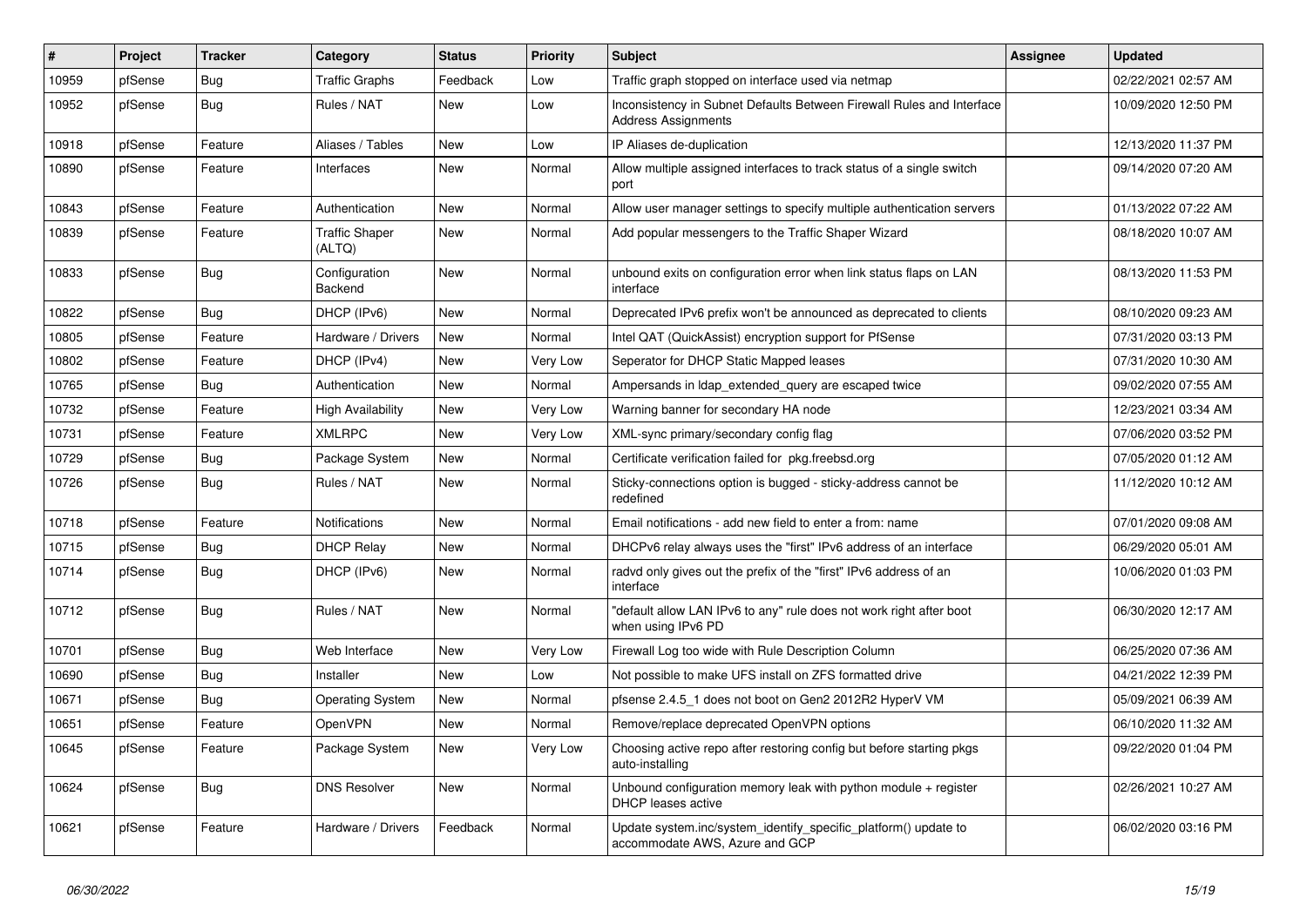| # | Project | Tracker | Category | Status | Priority | Subject | Assignee | Updated |
|---|---|---|---|---|---|---|---|---|
| 10959 | pfSense | Bug | Traffic Graphs | Feedback | Low | Traffic graph stopped on interface used via netmap | | 02/22/2021 02:57 AM |
| 10952 | pfSense | Bug | Rules / NAT | New | Low | Inconsistency in Subnet Defaults Between Firewall Rules and Interface Address Assignments | | 10/09/2020 12:50 PM |
| 10918 | pfSense | Feature | Aliases / Tables | New | Low | IP Aliases de-duplication | | 12/13/2020 11:37 PM |
| 10890 | pfSense | Feature | Interfaces | New | Normal | Allow multiple assigned interfaces to track status of a single switch port | | 09/14/2020 07:20 AM |
| 10843 | pfSense | Feature | Authentication | New | Normal | Allow user manager settings to specify multiple authentication servers | | 01/13/2022 07:22 AM |
| 10839 | pfSense | Feature | Traffic Shaper (ALTQ) | New | Normal | Add popular messengers to the Traffic Shaper Wizard | | 08/18/2020 10:07 AM |
| 10833 | pfSense | Bug | Configuration Backend | New | Normal | unbound exits on configuration error when link status flaps on LAN interface | | 08/13/2020 11:53 PM |
| 10822 | pfSense | Bug | DHCP (IPv6) | New | Normal | Deprecated IPv6 prefix won't be announced as deprecated to clients | | 08/10/2020 09:23 AM |
| 10805 | pfSense | Feature | Hardware / Drivers | New | Normal | Intel QAT (QuickAssist) encryption support for PfSense | | 07/31/2020 03:13 PM |
| 10802 | pfSense | Feature | DHCP (IPv4) | New | Very Low | Seperator for DHCP Static Mapped leases | | 07/31/2020 10:30 AM |
| 10765 | pfSense | Bug | Authentication | New | Normal | Ampersands in ldap_extended_query are escaped twice | | 09/02/2020 07:55 AM |
| 10732 | pfSense | Feature | High Availability | New | Very Low | Warning banner for secondary HA node | | 12/23/2021 03:34 AM |
| 10731 | pfSense | Feature | XMLRPC | New | Very Low | XML-sync primary/secondary config flag | | 07/06/2020 03:52 PM |
| 10729 | pfSense | Bug | Package System | New | Normal | Certificate verification failed for pkg.freebsd.org | | 07/05/2020 01:12 AM |
| 10726 | pfSense | Bug | Rules / NAT | New | Normal | Sticky-connections option is bugged - sticky-address cannot be redefined | | 11/12/2020 10:12 AM |
| 10718 | pfSense | Feature | Notifications | New | Normal | Email notifications - add new field to enter a from: name | | 07/01/2020 09:08 AM |
| 10715 | pfSense | Bug | DHCP Relay | New | Normal | DHCPv6 relay always uses the "first" IPv6 address of an interface | | 06/29/2020 05:01 AM |
| 10714 | pfSense | Bug | DHCP (IPv6) | New | Normal | radvd only gives out the prefix of the "first" IPv6 address of an interface | | 10/06/2020 01:03 PM |
| 10712 | pfSense | Bug | Rules / NAT | New | Normal | "default allow LAN IPv6 to any" rule does not work right after boot when using IPv6 PD | | 06/30/2020 12:17 AM |
| 10701 | pfSense | Bug | Web Interface | New | Very Low | Firewall Log too wide with Rule Description Column | | 06/25/2020 07:36 AM |
| 10690 | pfSense | Bug | Installer | New | Low | Not possible to make UFS install on ZFS formatted drive | | 04/21/2022 12:39 PM |
| 10671 | pfSense | Bug | Operating System | New | Normal | pfsense 2.4.5_1 does not boot on Gen2 2012R2 HyperV VM | | 05/09/2021 06:39 AM |
| 10651 | pfSense | Feature | OpenVPN | New | Normal | Remove/replace deprecated OpenVPN options | | 06/10/2020 11:32 AM |
| 10645 | pfSense | Feature | Package System | New | Very Low | Choosing active repo after restoring config but before starting pkgs auto-installing | | 09/22/2020 01:04 PM |
| 10624 | pfSense | Bug | DNS Resolver | New | Normal | Unbound configuration memory leak with python module + register DHCP leases active | | 02/26/2021 10:27 AM |
| 10621 | pfSense | Feature | Hardware / Drivers | Feedback | Normal | Update system.inc/system_identify_specific_platform() update to accommodate AWS, Azure and GCP | | 06/02/2020 03:16 PM |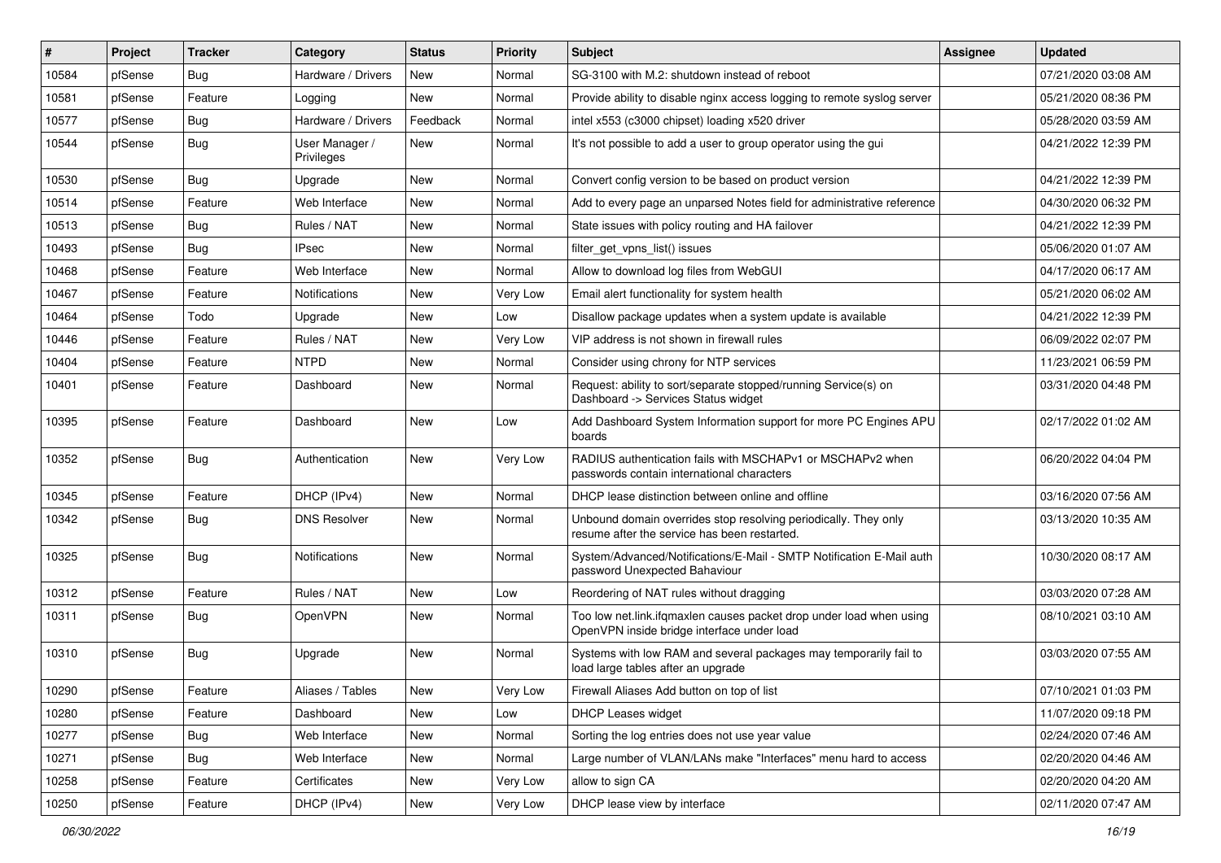| # | Project | Tracker | Category | Status | Priority | Subject | Assignee | Updated |
|---|---|---|---|---|---|---|---|---|
| 10584 | pfSense | Bug | Hardware / Drivers | New | Normal | SG-3100 with M.2: shutdown instead of reboot | | 07/21/2020 03:08 AM |
| 10581 | pfSense | Feature | Logging | New | Normal | Provide ability to disable nginx access logging to remote syslog server | | 05/21/2020 08:36 PM |
| 10577 | pfSense | Bug | Hardware / Drivers | Feedback | Normal | intel x553 (c3000 chipset) loading x520 driver | | 05/28/2020 03:59 AM |
| 10544 | pfSense | Bug | User Manager / Privileges | New | Normal | It's not possible to add a user to group operator using the gui | | 04/21/2022 12:39 PM |
| 10530 | pfSense | Bug | Upgrade | New | Normal | Convert config version to be based on product version | | 04/21/2022 12:39 PM |
| 10514 | pfSense | Feature | Web Interface | New | Normal | Add to every page an unparsed Notes field for administrative reference | | 04/30/2020 06:32 PM |
| 10513 | pfSense | Bug | Rules / NAT | New | Normal | State issues with policy routing and HA failover | | 04/21/2022 12:39 PM |
| 10493 | pfSense | Bug | IPsec | New | Normal | filter_get_vpns_list() issues | | 05/06/2020 01:07 AM |
| 10468 | pfSense | Feature | Web Interface | New | Normal | Allow to download log files from WebGUI | | 04/17/2020 06:17 AM |
| 10467 | pfSense | Feature | Notifications | New | Very Low | Email alert functionality for system health | | 05/21/2020 06:02 AM |
| 10464 | pfSense | Todo | Upgrade | New | Low | Disallow package updates when a system update is available | | 04/21/2022 12:39 PM |
| 10446 | pfSense | Feature | Rules / NAT | New | Very Low | VIP address is not shown in firewall rules | | 06/09/2022 02:07 PM |
| 10404 | pfSense | Feature | NTPD | New | Normal | Consider using chrony for NTP services | | 11/23/2021 06:59 PM |
| 10401 | pfSense | Feature | Dashboard | New | Normal | Request: ability to sort/separate stopped/running Service(s) on Dashboard -> Services Status widget | | 03/31/2020 04:48 PM |
| 10395 | pfSense | Feature | Dashboard | New | Low | Add Dashboard System Information support for more PC Engines APU boards | | 02/17/2022 01:02 AM |
| 10352 | pfSense | Bug | Authentication | New | Very Low | RADIUS authentication fails with MSCHAPv1 or MSCHAPv2 when passwords contain international characters | | 06/20/2022 04:04 PM |
| 10345 | pfSense | Feature | DHCP (IPv4) | New | Normal | DHCP lease distinction between online and offline | | 03/16/2020 07:56 AM |
| 10342 | pfSense | Bug | DNS Resolver | New | Normal | Unbound domain overrides stop resolving periodically. They only resume after the service has been restarted. | | 03/13/2020 10:35 AM |
| 10325 | pfSense | Bug | Notifications | New | Normal | System/Advanced/Notifications/E-Mail - SMTP Notification E-Mail auth password Unexpected Bahaviour | | 10/30/2020 08:17 AM |
| 10312 | pfSense | Feature | Rules / NAT | New | Low | Reordering of NAT rules without dragging | | 03/03/2020 07:28 AM |
| 10311 | pfSense | Bug | OpenVPN | New | Normal | Too low net.link.ifqmaxlen causes packet drop under load when using OpenVPN inside bridge interface under load | | 08/10/2021 03:10 AM |
| 10310 | pfSense | Bug | Upgrade | New | Normal | Systems with low RAM and several packages may temporarily fail to load large tables after an upgrade | | 03/03/2020 07:55 AM |
| 10290 | pfSense | Feature | Aliases / Tables | New | Very Low | Firewall Aliases Add button on top of list | | 07/10/2021 01:03 PM |
| 10280 | pfSense | Feature | Dashboard | New | Low | DHCP Leases widget | | 11/07/2020 09:18 PM |
| 10277 | pfSense | Bug | Web Interface | New | Normal | Sorting the log entries does not use year value | | 02/24/2020 07:46 AM |
| 10271 | pfSense | Bug | Web Interface | New | Normal | Large number of VLAN/LANs make "Interfaces" menu hard to access | | 02/20/2020 04:46 AM |
| 10258 | pfSense | Feature | Certificates | New | Very Low | allow to sign CA | | 02/20/2020 04:20 AM |
| 10250 | pfSense | Feature | DHCP (IPv4) | New | Very Low | DHCP lease view by interface | | 02/11/2020 07:47 AM |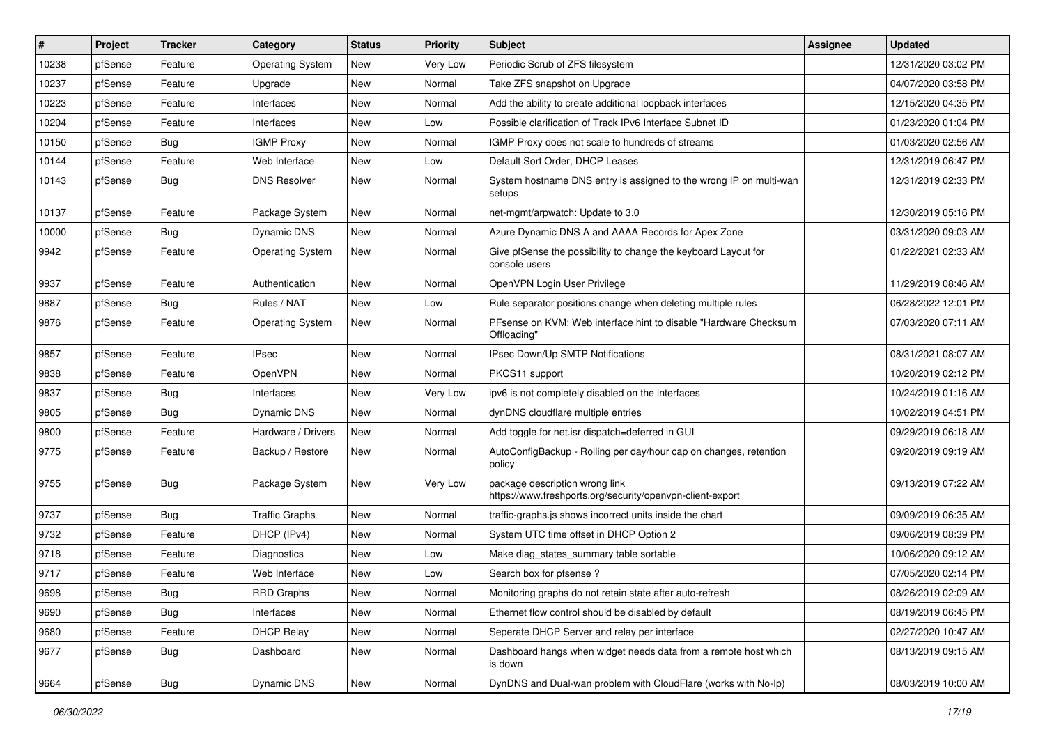| # | Project | Tracker | Category | Status | Priority | Subject | Assignee | Updated |
|---|---|---|---|---|---|---|---|---|
| 10238 | pfSense | Feature | Operating System | New | Very Low | Periodic Scrub of ZFS filesystem | | 12/31/2020 03:02 PM |
| 10237 | pfSense | Feature | Upgrade | New | Normal | Take ZFS snapshot on Upgrade | | 04/07/2020 03:58 PM |
| 10223 | pfSense | Feature | Interfaces | New | Normal | Add the ability to create additional loopback interfaces | | 12/15/2020 04:35 PM |
| 10204 | pfSense | Feature | Interfaces | New | Low | Possible clarification of Track IPv6 Interface Subnet ID | | 01/23/2020 01:04 PM |
| 10150 | pfSense | Bug | IGMP Proxy | New | Normal | IGMP Proxy does not scale to hundreds of streams | | 01/03/2020 02:56 AM |
| 10144 | pfSense | Feature | Web Interface | New | Low | Default Sort Order, DHCP Leases | | 12/31/2019 06:47 PM |
| 10143 | pfSense | Bug | DNS Resolver | New | Normal | System hostname DNS entry is assigned to the wrong IP on multi-wan setups | | 12/31/2019 02:33 PM |
| 10137 | pfSense | Feature | Package System | New | Normal | net-mgmt/arpwatch: Update to 3.0 | | 12/30/2019 05:16 PM |
| 10000 | pfSense | Bug | Dynamic DNS | New | Normal | Azure Dynamic DNS A and AAAA Records for Apex Zone | | 03/31/2020 09:03 AM |
| 9942 | pfSense | Feature | Operating System | New | Normal | Give pfSense the possibility to change the keyboard Layout for console users | | 01/22/2021 02:33 AM |
| 9937 | pfSense | Feature | Authentication | New | Normal | OpenVPN Login User Privilege | | 11/29/2019 08:46 AM |
| 9887 | pfSense | Bug | Rules / NAT | New | Low | Rule separator positions change when deleting multiple rules | | 06/28/2022 12:01 PM |
| 9876 | pfSense | Feature | Operating System | New | Normal | PFsense on KVM: Web interface hint to disable "Hardware Checksum Offloading" | | 07/03/2020 07:11 AM |
| 9857 | pfSense | Feature | IPsec | New | Normal | IPsec Down/Up SMTP Notifications | | 08/31/2021 08:07 AM |
| 9838 | pfSense | Feature | OpenVPN | New | Normal | PKCS11 support | | 10/20/2019 02:12 PM |
| 9837 | pfSense | Bug | Interfaces | New | Very Low | ipv6 is not completely disabled on the interfaces | | 10/24/2019 01:16 AM |
| 9805 | pfSense | Bug | Dynamic DNS | New | Normal | dynDNS cloudflare multiple entries | | 10/02/2019 04:51 PM |
| 9800 | pfSense | Feature | Hardware / Drivers | New | Normal | Add toggle for net.isr.dispatch=deferred in GUI | | 09/29/2019 06:18 AM |
| 9775 | pfSense | Feature | Backup / Restore | New | Normal | AutoConfigBackup - Rolling per day/hour cap on changes, retention policy | | 09/20/2019 09:19 AM |
| 9755 | pfSense | Bug | Package System | New | Very Low | package description wrong link https://www.freshports.org/security/openvpn-client-export | | 09/13/2019 07:22 AM |
| 9737 | pfSense | Bug | Traffic Graphs | New | Normal | traffic-graphs.js shows incorrect units inside the chart | | 09/09/2019 06:35 AM |
| 9732 | pfSense | Feature | DHCP (IPv4) | New | Normal | System UTC time offset in DHCP Option 2 | | 09/06/2019 08:39 PM |
| 9718 | pfSense | Feature | Diagnostics | New | Low | Make diag_states_summary table sortable | | 10/06/2020 09:12 AM |
| 9717 | pfSense | Feature | Web Interface | New | Low | Search box for pfsense ? | | 07/05/2020 02:14 PM |
| 9698 | pfSense | Bug | RRD Graphs | New | Normal | Monitoring graphs do not retain state after auto-refresh | | 08/26/2019 02:09 AM |
| 9690 | pfSense | Bug | Interfaces | New | Normal | Ethernet flow control should be disabled by default | | 08/19/2019 06:45 PM |
| 9680 | pfSense | Feature | DHCP Relay | New | Normal | Seperate DHCP Server and relay per interface | | 02/27/2020 10:47 AM |
| 9677 | pfSense | Bug | Dashboard | New | Normal | Dashboard hangs when widget needs data from a remote host which is down | | 08/13/2019 09:15 AM |
| 9664 | pfSense | Bug | Dynamic DNS | New | Normal | DynDNS and Dual-wan problem with CloudFlare (works with No-Ip) | | 08/03/2019 10:00 AM |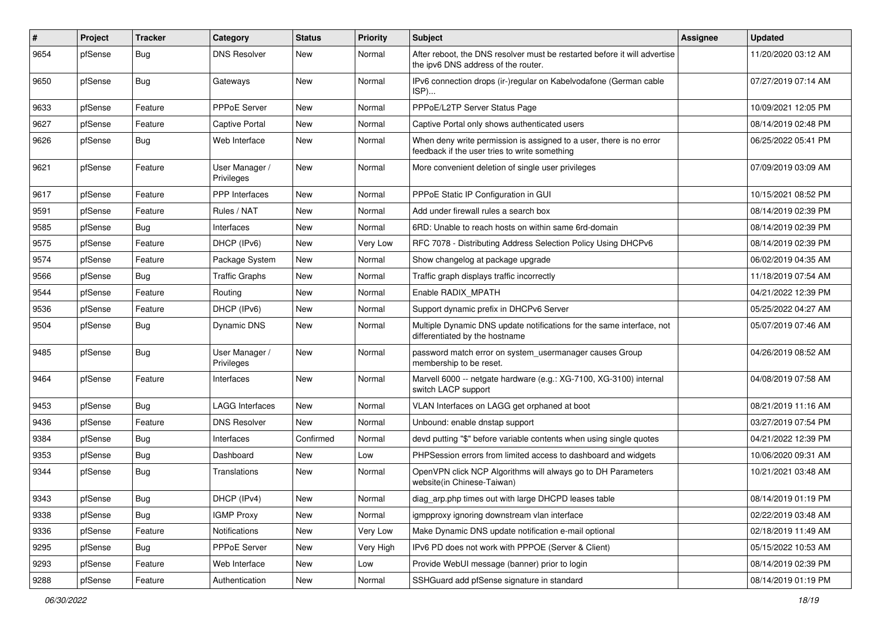| # | Project | Tracker | Category | Status | Priority | Subject | Assignee | Updated |
|---|---|---|---|---|---|---|---|---|
| 9654 | pfSense | Bug | DNS Resolver | New | Normal | After reboot, the DNS resolver must be restarted before it will advertise the ipv6 DNS address of the router. | | 11/20/2020 03:12 AM |
| 9650 | pfSense | Bug | Gateways | New | Normal | IPv6 connection drops (ir-)regular on Kabelvodafone (German cable ISP)... | | 07/27/2019 07:14 AM |
| 9633 | pfSense | Feature | PPPoE Server | New | Normal | PPPoE/L2TP Server Status Page | | 10/09/2021 12:05 PM |
| 9627 | pfSense | Feature | Captive Portal | New | Normal | Captive Portal only shows authenticated users | | 08/14/2019 02:48 PM |
| 9626 | pfSense | Bug | Web Interface | New | Normal | When deny write permission is assigned to a user, there is no error feedback if the user tries to write something | | 06/25/2022 05:41 PM |
| 9621 | pfSense | Feature | User Manager / Privileges | New | Normal | More convenient deletion of single user privileges | | 07/09/2019 03:09 AM |
| 9617 | pfSense | Feature | PPP Interfaces | New | Normal | PPPoE Static IP Configuration in GUI | | 10/15/2021 08:52 PM |
| 9591 | pfSense | Feature | Rules / NAT | New | Normal | Add under firewall rules a search box | | 08/14/2019 02:39 PM |
| 9585 | pfSense | Bug | Interfaces | New | Normal | 6RD: Unable to reach hosts on within same 6rd-domain | | 08/14/2019 02:39 PM |
| 9575 | pfSense | Feature | DHCP (IPv6) | New | Very Low | RFC 7078 - Distributing Address Selection Policy Using DHCPv6 | | 08/14/2019 02:39 PM |
| 9574 | pfSense | Feature | Package System | New | Normal | Show changelog at package upgrade | | 06/02/2019 04:35 AM |
| 9566 | pfSense | Bug | Traffic Graphs | New | Normal | Traffic graph displays traffic incorrectly | | 11/18/2019 07:54 AM |
| 9544 | pfSense | Feature | Routing | New | Normal | Enable RADIX_MPATH | | 04/21/2022 12:39 PM |
| 9536 | pfSense | Feature | DHCP (IPv6) | New | Normal | Support dynamic prefix in DHCPv6 Server | | 05/25/2022 04:27 AM |
| 9504 | pfSense | Bug | Dynamic DNS | New | Normal | Multiple Dynamic DNS update notifications for the same interface, not differentiated by the hostname | | 05/07/2019 07:46 AM |
| 9485 | pfSense | Bug | User Manager / Privileges | New | Normal | password match error on system_usermanager causes Group membership to be reset. | | 04/26/2019 08:52 AM |
| 9464 | pfSense | Feature | Interfaces | New | Normal | Marvell 6000 -- netgate hardware (e.g.: XG-7100, XG-3100) internal switch LACP support | | 04/08/2019 07:58 AM |
| 9453 | pfSense | Bug | LAGG Interfaces | New | Normal | VLAN Interfaces on LAGG get orphaned at boot | | 08/21/2019 11:16 AM |
| 9436 | pfSense | Feature | DNS Resolver | New | Normal | Unbound: enable dnstap support | | 03/27/2019 07:54 PM |
| 9384 | pfSense | Bug | Interfaces | Confirmed | Normal | devd putting "$" before variable contents when using single quotes | | 04/21/2022 12:39 PM |
| 9353 | pfSense | Bug | Dashboard | New | Low | PHPSession errors from limited access to dashboard and widgets | | 10/06/2020 09:31 AM |
| 9344 | pfSense | Bug | Translations | New | Normal | OpenVPN click NCP Algorithms will always go to DH Parameters website(in Chinese-Taiwan) | | 10/21/2021 03:48 AM |
| 9343 | pfSense | Bug | DHCP (IPv4) | New | Normal | diag_arp.php times out with large DHCPD leases table | | 08/14/2019 01:19 PM |
| 9338 | pfSense | Bug | IGMP Proxy | New | Normal | igmpproxy ignoring downstream vlan interface | | 02/22/2019 03:48 AM |
| 9336 | pfSense | Feature | Notifications | New | Very Low | Make Dynamic DNS update notification e-mail optional | | 02/18/2019 11:49 AM |
| 9295 | pfSense | Bug | PPPoE Server | New | Very High | IPv6 PD does not work with PPPOE (Server & Client) | | 05/15/2022 10:53 AM |
| 9293 | pfSense | Feature | Web Interface | New | Low | Provide WebUI message (banner) prior to login | | 08/14/2019 02:39 PM |
| 9288 | pfSense | Feature | Authentication | New | Normal | SSHGuard add pfSense signature in standard | | 08/14/2019 01:19 PM |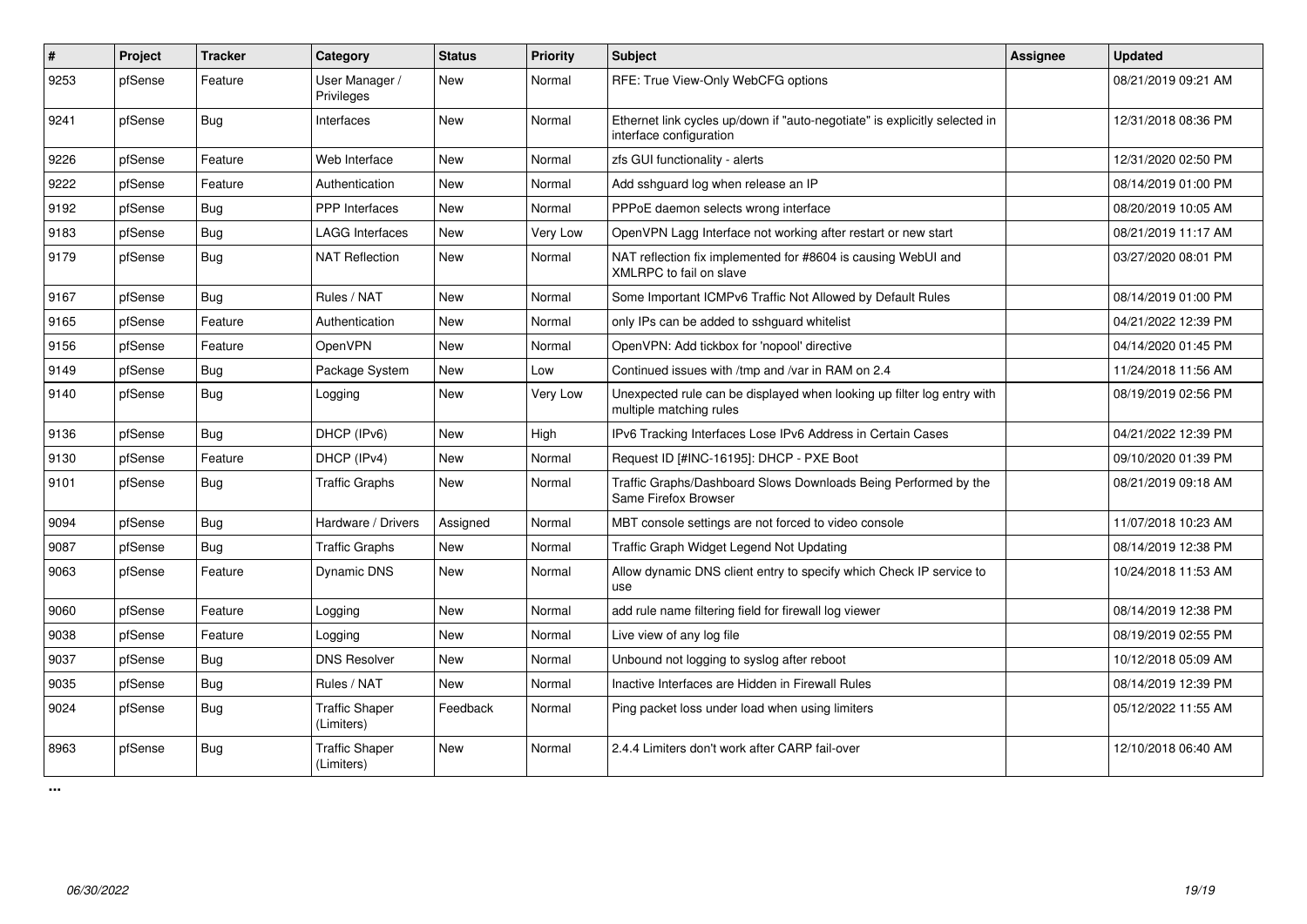| # | Project | Tracker | Category | Status | Priority | Subject | Assignee | Updated |
|---|---|---|---|---|---|---|---|---|
| 9253 | pfSense | Feature | User Manager / Privileges | New | Normal | RFE: True View-Only WebCFG options | | 08/21/2019 09:21 AM |
| 9241 | pfSense | Bug | Interfaces | New | Normal | Ethernet link cycles up/down if "auto-negotiate" is explicitly selected in interface configuration | | 12/31/2018 08:36 PM |
| 9226 | pfSense | Feature | Web Interface | New | Normal | zfs GUI functionality - alerts | | 12/31/2020 02:50 PM |
| 9222 | pfSense | Feature | Authentication | New | Normal | Add sshguard log when release an IP | | 08/14/2019 01:00 PM |
| 9192 | pfSense | Bug | PPP Interfaces | New | Normal | PPPoE daemon selects wrong interface | | 08/20/2019 10:05 AM |
| 9183 | pfSense | Bug | LAGG Interfaces | New | Very Low | OpenVPN Lagg Interface not working after restart or new start | | 08/21/2019 11:17 AM |
| 9179 | pfSense | Bug | NAT Reflection | New | Normal | NAT reflection fix implemented for #8604 is causing WebUI and XMLRPC to fail on slave | | 03/27/2020 08:01 PM |
| 9167 | pfSense | Bug | Rules / NAT | New | Normal | Some Important ICMPv6 Traffic Not Allowed by Default Rules | | 08/14/2019 01:00 PM |
| 9165 | pfSense | Feature | Authentication | New | Normal | only IPs can be added to sshguard whitelist | | 04/21/2022 12:39 PM |
| 9156 | pfSense | Feature | OpenVPN | New | Normal | OpenVPN: Add tickbox for 'nopool' directive | | 04/14/2020 01:45 PM |
| 9149 | pfSense | Bug | Package System | New | Low | Continued issues with /tmp and /var in RAM on 2.4 | | 11/24/2018 11:56 AM |
| 9140 | pfSense | Bug | Logging | New | Very Low | Unexpected rule can be displayed when looking up filter log entry with multiple matching rules | | 08/19/2019 02:56 PM |
| 9136 | pfSense | Bug | DHCP (IPv6) | New | High | IPv6 Tracking Interfaces Lose IPv6 Address in Certain Cases | | 04/21/2022 12:39 PM |
| 9130 | pfSense | Feature | DHCP (IPv4) | New | Normal | Request ID [#INC-16195]: DHCP - PXE Boot | | 09/10/2020 01:39 PM |
| 9101 | pfSense | Bug | Traffic Graphs | New | Normal | Traffic Graphs/Dashboard Slows Downloads Being Performed by the Same Firefox Browser | | 08/21/2019 09:18 AM |
| 9094 | pfSense | Bug | Hardware / Drivers | Assigned | Normal | MBT console settings are not forced to video console | | 11/07/2018 10:23 AM |
| 9087 | pfSense | Bug | Traffic Graphs | New | Normal | Traffic Graph Widget Legend Not Updating | | 08/14/2019 12:38 PM |
| 9063 | pfSense | Feature | Dynamic DNS | New | Normal | Allow dynamic DNS client entry to specify which Check IP service to use | | 10/24/2018 11:53 AM |
| 9060 | pfSense | Feature | Logging | New | Normal | add rule name filtering field for firewall log viewer | | 08/14/2019 12:38 PM |
| 9038 | pfSense | Feature | Logging | New | Normal | Live view of any log file | | 08/19/2019 02:55 PM |
| 9037 | pfSense | Bug | DNS Resolver | New | Normal | Unbound not logging to syslog after reboot | | 10/12/2018 05:09 AM |
| 9035 | pfSense | Bug | Rules / NAT | New | Normal | Inactive Interfaces are Hidden in Firewall Rules | | 08/14/2019 12:39 PM |
| 9024 | pfSense | Bug | Traffic Shaper (Limiters) | Feedback | Normal | Ping packet loss under load when using limiters | | 05/12/2022 11:55 AM |
| 8963 | pfSense | Bug | Traffic Shaper (Limiters) | New | Normal | 2.4.4 Limiters don't work after CARP fail-over | | 12/10/2018 06:40 AM |

...